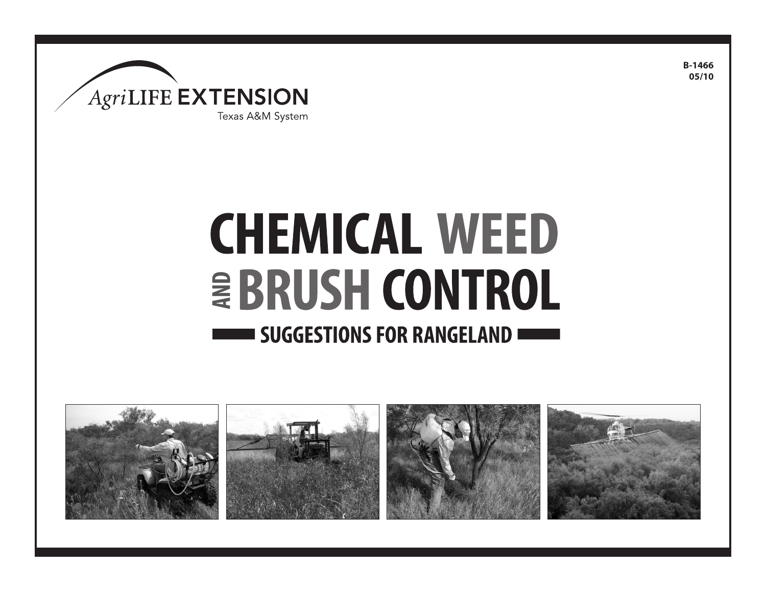AgriLIFE EXTENSION
Texas A&M System

B-1466
05/10

# CHEMICAL WEED AND BRUSH CONTROL

## SUGGESTIONS FOR RANGELAND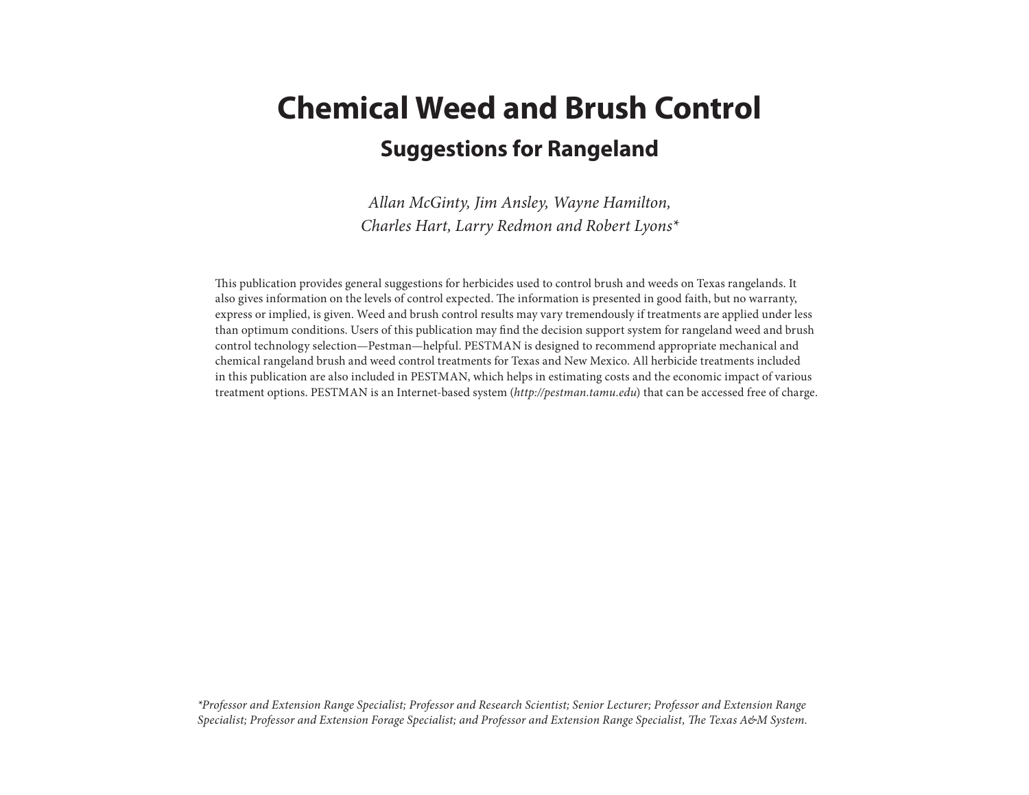# Chemical Weed and Brush Control

## Suggestions for Rangeland

*Allan McGinty, Jim Ansley, Wayne Hamilton, Charles Hart, Larry Redmon and Robert Lyons**

This publication provides general suggestions for herbicides used to control brush and weeds on Texas rangelands. It also gives information on the levels of control expected. The information is presented in good faith, but no warranty, express or implied, is given. Weed and brush control results may vary tremendously if treatments are applied under less than optimum conditions. Users of this publication may find the decision support system for rangeland weed and brush control technology selection—Pestman—helpful. PESTMAN is designed to recommend appropriate mechanical and chemical rangeland brush and weed control treatments for Texas and New Mexico. All herbicide treatments included in this publication are also included in PESTMAN, which helps in estimating costs and the economic impact of various treatment options. PESTMAN is an Internet-based system (*http://pestman.tamu.edu*) that can be accessed free of charge.

**Professor and Extension Range Specialist; Professor and Research Scientist; Senior Lecturer; Professor and Extension Range Specialist; Professor and Extension Forage Specialist; and Professor and Extension Range Specialist, The Texas A&M System.*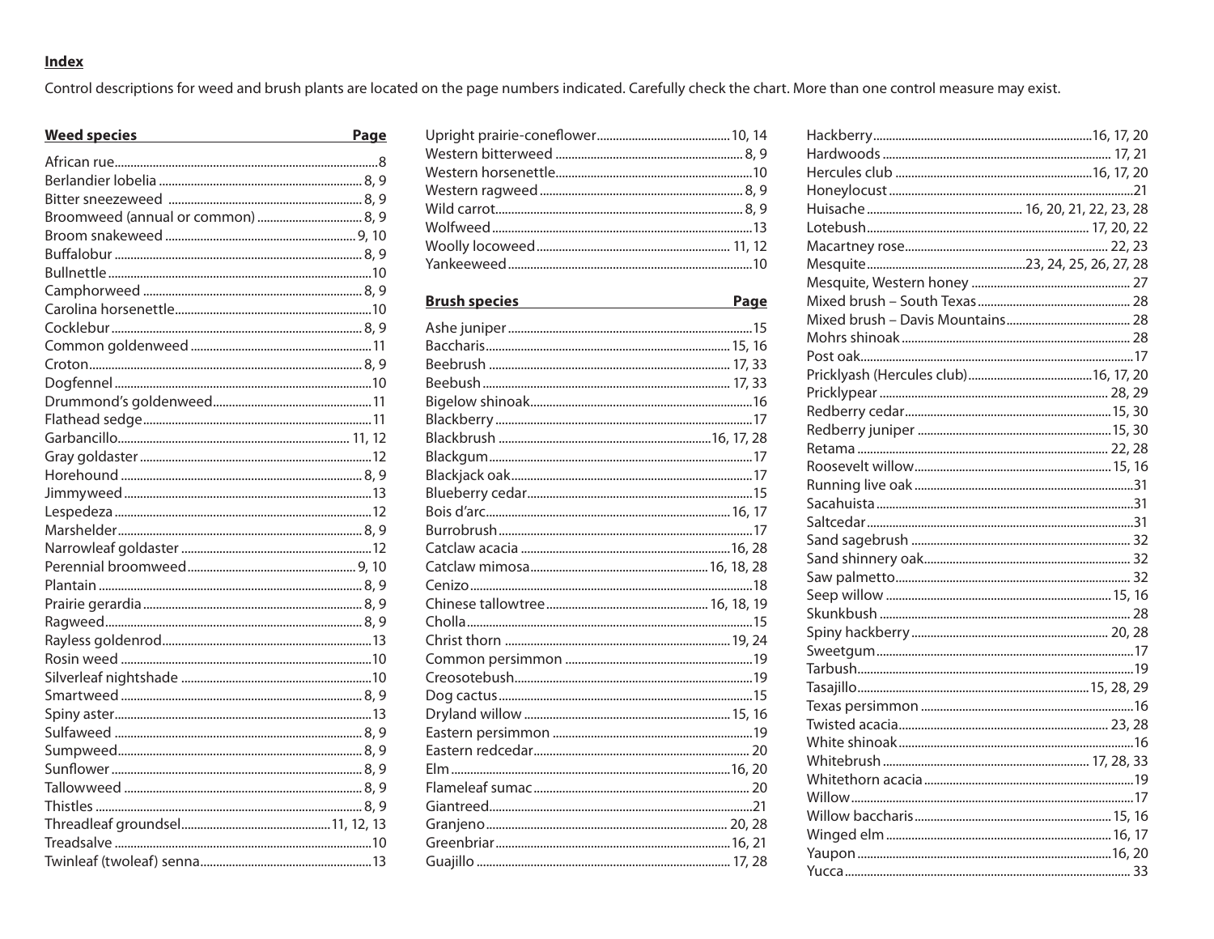## Index

Control descriptions for weed and brush plants are located on the page numbers indicated. Carefully check the chart. More than one control measure may exist.

| Weed species | Page |
|---|---|
| African rue | 8 |
| Berlandier lobelia | 8, 9 |
| Bitter sneezeweed | 8, 9 |
| Broomweed (annual or common) | 8, 9 |
| Broom snakeweed | 9, 10 |
| Buffalobur | 8, 9 |
| Bullnettle | 10 |
| Camphorweed | 8, 9 |
| Carolina horsenettle | 10 |
| Cocklebur | 8, 9 |
| Common goldenweed | 11 |
| Croton | 8, 9 |
| Dogfennel | 10 |
| Drummond's goldenweed | 11 |
| Flathead sedge | 11 |
| Garbancillo | 11, 12 |
| Gray goldaster | 12 |
| Horehound | 8, 9 |
| Jimmyweed | 13 |
| Lespedeza | 12 |
| Marshelder | 8, 9 |
| Narrowleaf goldaster | 12 |
| Perennial broomweed | 9, 10 |
| Plantain | 8, 9 |
| Prairie gerardia | 8, 9 |
| Ragweed | 8, 9 |
| Rayless goldenrod | 13 |
| Rosin weed | 10 |
| Silverleaf nightshade | 10 |
| Smartweed | 8, 9 |
| Spiny aster | 13 |
| Sulfaweed | 8, 9 |
| Sumpweed | 8, 9 |
| Sunflower | 8, 9 |
| Tallowweed | 8, 9 |
| Thistles | 8, 9 |
| Threadleaf groundsel | 11, 12, 13 |
| Treadsalve | 10 |
| Twinleaf (twoleaf) senna | 13 |
| Upright prairie-coneflower | 10, 14 |
| Western bitterweed | 8, 9 |
| Western horsenettle | 10 |
| Western ragweed | 8, 9 |
| Wild carrot | 8, 9 |
| Wolfweed | 13 |
| Woolly locoweed | 11, 12 |
| Yankeeweed | 10 |

| Brush species | Page |
|---|---|
| Ashe juniper | 15 |
| Baccharis | 15, 16 |
| Beebrush | 17, 33 |
| Beebush | 17, 33 |
| Bigelow shinoak | 16 |
| Blackberry | 17 |
| Blackbrush | 16, 17, 28 |
| Blackgum | 17 |
| Blackjack oak | 17 |
| Blueberry cedar | 15 |
| Bois d'arc | 16, 17 |
| Burrobrush | 17 |
| Catclaw acacia | 16, 28 |
| Catclaw mimosa | 16, 18, 28 |
| Cenizo | 18 |
| Chinese tallowtree | 16, 18, 19 |
| Cholla | 15 |
| Christ thorn | 19, 24 |
| Common persimmon | 19 |
| Creosotebush | 19 |
| Dog cactus | 15 |
| Dryland willow | 15, 16 |
| Eastern persimmon | 19 |
| Eastern redcedar | 20 |
| Elm | 16, 20 |
| Flameleaf sumac | 20 |
| Giantreed | 21 |
| Granjeno | 20, 28 |
| Greenbriar | 16, 21 |
| Guajillo | 17, 28 |
| Hackberry | 16, 17, 20 |
| Hardwoods | 17, 21 |
| Hercules club | 16, 17, 20 |
| Honeylocust | 21 |
| Huisache | 16, 20, 21, 22, 23, 28 |
| Lotebush | 17, 20, 22 |
| Macartney rose | 22, 23 |
| Mesquite | 23, 24, 25, 26, 27, 28 |
| Mesquite, Western honey | 27 |
| Mixed brush – South Texas | 28 |
| Mixed brush – Davis Mountains | 28 |
| Mohrs shinoak | 28 |
| Post oak | 17 |
| Pricklyash (Hercules club) | 16, 17, 20 |
| Pricklypear | 28, 29 |
| Redberry cedar | 15, 30 |
| Redberry juniper | 15, 30 |
| Retama | 22, 28 |
| Roosevelt willow | 15, 16 |
| Running live oak | 31 |
| Sacahuista | 31 |
| Saltcedar | 31 |
| Sand sagebrush | 32 |
| Sand shinnery oak | 32 |
| Saw palmetto | 32 |
| Seep willow | 15, 16 |
| Skunkbush | 28 |
| Spiny hackberry | 20, 28 |
| Sweetgum | 17 |
| Tarbush | 19 |
| Tasajillo | 15, 28, 29 |
| Texas persimmon | 16 |
| Twisted acacia | 23, 28 |
| White shinoak | 16 |
| Whitebrush | 17, 28, 33 |
| Whitethorn acacia | 19 |
| Willow | 17 |
| Willow baccharis | 15, 16 |
| Winged elm | 16, 17 |
| Yaupon | 16, 20 |
| Yucca | 33 |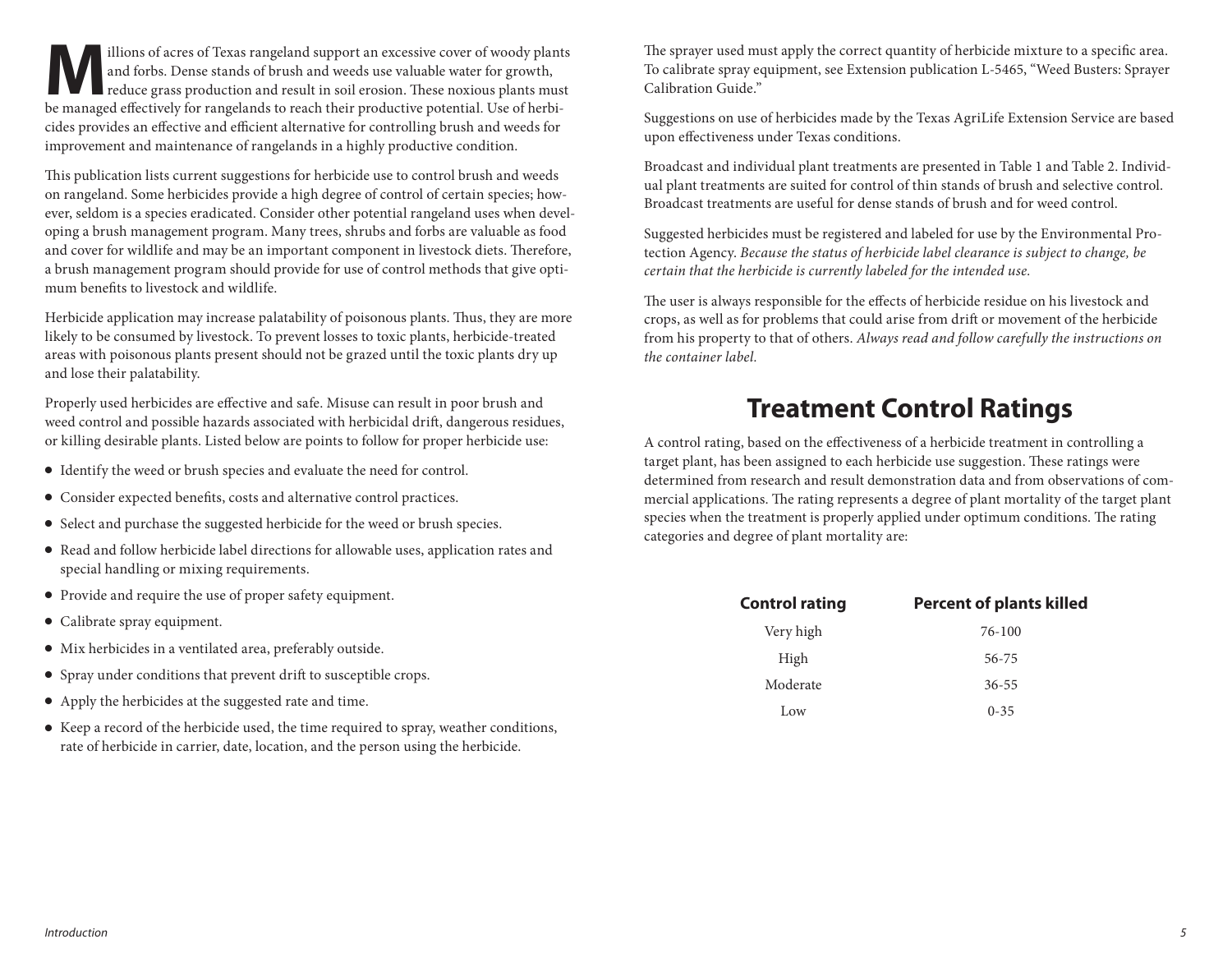Millions of acres of Texas rangeland support an excessive cover of woody plants and forbs. Dense stands of brush and weeds use valuable water for growth, reduce grass production and result in soil erosion. These noxious plants must be managed effectively for rangelands to reach their productive potential. Use of herbicides provides an effective and efficient alternative for controlling brush and weeds for improvement and maintenance of rangelands in a highly productive condition.

This publication lists current suggestions for herbicide use to control brush and weeds on rangeland. Some herbicides provide a high degree of control of certain species; however, seldom is a species eradicated. Consider other potential rangeland uses when developing a brush management program. Many trees, shrubs and forbs are valuable as food and cover for wildlife and may be an important component in livestock diets. Therefore, a brush management program should provide for use of control methods that give optimum benefits to livestock and wildlife.

Herbicide application may increase palatability of poisonous plants. Thus, they are more likely to be consumed by livestock. To prevent losses to toxic plants, herbicide-treated areas with poisonous plants present should not be grazed until the toxic plants dry up and lose their palatability.

Properly used herbicides are effective and safe. Misuse can result in poor brush and weed control and possible hazards associated with herbicidal drift, dangerous residues, or killing desirable plants. Listed below are points to follow for proper herbicide use:

- Identify the weed or brush species and evaluate the need for control.
- Consider expected benefits, costs and alternative control practices.
- Select and purchase the suggested herbicide for the weed or brush species.
- Read and follow herbicide label directions for allowable uses, application rates and special handling or mixing requirements.
- Provide and require the use of proper safety equipment.
- Calibrate spray equipment.
- Mix herbicides in a ventilated area, preferably outside.
- Spray under conditions that prevent drift to susceptible crops.
- Apply the herbicides at the suggested rate and time.
- Keep a record of the herbicide used, the time required to spray, weather conditions, rate of herbicide in carrier, date, location, and the person using the herbicide.

The sprayer used must apply the correct quantity of herbicide mixture to a specific area. To calibrate spray equipment, see Extension publication L-5465, "Weed Busters: Sprayer Calibration Guide."

Suggestions on use of herbicides made by the Texas AgriLife Extension Service are based upon effectiveness under Texas conditions.

Broadcast and individual plant treatments are presented in Table 1 and Table 2. Individual plant treatments are suited for control of thin stands of brush and selective control. Broadcast treatments are useful for dense stands of brush and for weed control.

Suggested herbicides must be registered and labeled for use by the Environmental Protection Agency. *Because the status of herbicide label clearance is subject to change, be certain that the herbicide is currently labeled for the intended use.*

The user is always responsible for the effects of herbicide residue on his livestock and crops, as well as for problems that could arise from drift or movement of the herbicide from his property to that of others. *Always read and follow carefully the instructions on the container label.*

## Treatment Control Ratings

A control rating, based on the effectiveness of a herbicide treatment in controlling a target plant, has been assigned to each herbicide use suggestion. These ratings were determined from research and result demonstration data and from observations of commercial applications. The rating represents a degree of plant mortality of the target plant species when the treatment is properly applied under optimum conditions. The rating categories and degree of plant mortality are:

| Control rating | Percent of plants killed |
|---|---|
| Very high | 76-100 |
| High | 56-75 |
| Moderate | 36-55 |
| Low | 0-35 |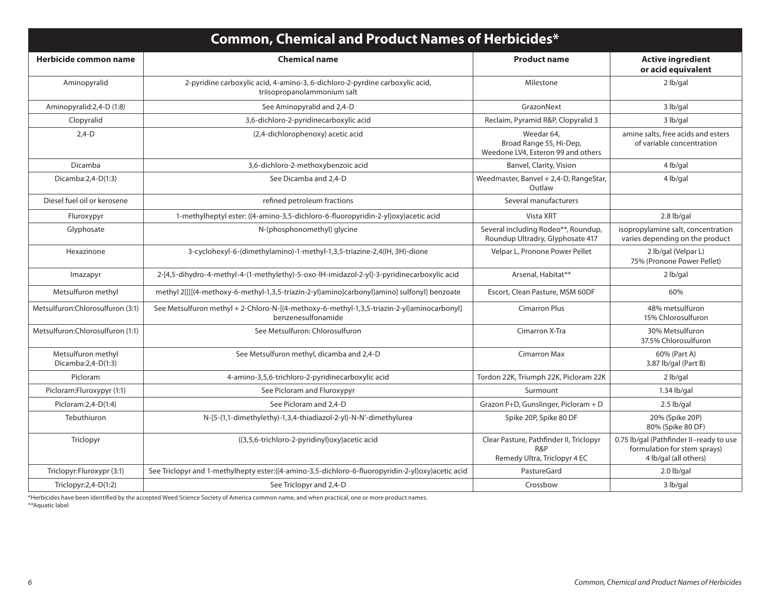## Common, Chemical and Product Names of Herbicides*

| Herbicide common name | Chemical name | Product name | Active ingredient or acid equivalent |
|---|---|---|---|
| Aminopyralid | 2-pyridine carboxylic acid, 4-amino-3, 6-dichloro-2-pyrdine carboxylic acid, triisopropanolammonium salt | Milestone | 2 lb/gal |
| Aminopyralid:2,4-D (1:8) | See Aminopyralid and 2,4-D | GrazonNext | 3 lb/gal |
| Clopyralid | 3,6-dichloro-2-pyridinecarboxylic acid | Reclaim, Pyramid R&P, Clopyralid 3 | 3 lb/gal |
| 2,4-D | (2,4-dichlorophenoxy) acetic acid | Weedar 64, Broad Range 55, Hi-Dep, Weedone LV4, Esteron 99 and others | amine salts, free acids and esters of variable concentration |
| Dicamba | 3,6-dichloro-2-methoxybenzoic acid | Banvel, Clarity, Vision | 4 lb/gal |
| Dicamba:2,4-D(1:3) | See Dicamba and 2,4-D | Weedmaster, Banvel + 2,4-D, RangeStar, Outlaw | 4 lb/gal |
| Diesel fuel oil or kerosene | refined petroleum fractions | Several manufacturers | |
| Fluroxypyr | 1-methylheptyl ester: ((4-amino-3,5-dichloro-6-fluoropyridin-2-yl)oxy)acetic acid | Vista XRT | 2.8 lb/gal |
| Glyphosate | N-(phosphonomethyl) glycine | Several including Rodeo**, Roundup, Roundup Ultradry, Glyphosate 417 | isopropylamine salt, concentration varies depending on the product |
| Hexazinone | 3-cyclohexyl-6-(dimethylamino)-1-methyl-1,3,5-triazine-2,4(lH, 3H)-dione | Velpar L, Pronone Power Pellet | 2 lb/gal (Velpar L) 75% (Pronone Power Pellet) |
| Imazapyr | 2-[4,5-dihydro-4-methyl-4-(1-methylethy)-5-oxo-lH-imidazol-2-yl]-3-pyridinecarboxylic acid | Arsenal, Habitat** | 2 lb/gal |
| Metsulfuron methyl | methyl 2[[[[(4-methoxy-6-methyl-1,3,5-triazin-2-yl)amino]carbonyl]amino] sulfonyl] benzoate | Escort, Clean Pasture, MSM 60DF | 60% |
| Metsulfuron:Chlorosulfuron (3:1) | See Metsulfuron methyl + 2-Chloro-N-[(4-methoxy-6-methyl-1,3,5-triazin-2-yl)aminocarbonyl] benzenesulfonamide | Cimarron Plus | 48% metsulfuron 15% Chlorosulfuron |
| Metsulfuron:Chlorosulfuron (1:1) | See Metsulfuron: Chlorosulfuron | Cimarron X-Tra | 30% Metsulfuron 37.5% Chlorosulfuron |
| Metsulfuron methyl Dicamba:2,4-D(1:3) | See Metsulfuron methyl, dicamba and 2,4-D | Cimarron Max | 60% (Part A) 3.87 lb/gal (Part B) |
| Picloram | 4-amino-3,5,6-trichloro-2-pyridinecarboxylic acid | Tordon 22K, Triumph 22K, Picloram 22K | 2 lb/gal |
| Picloram:Fluroxypyr (1:1) | See Picloram and Fluroxypyr | Surmount | 1.34 lb/gal |
| Picloram:2,4-D(1:4) | See Picloram and 2,4-D | Grazon P+D, Gunslinger, Picloram + D | 2.5 lb/gal |
| Tebuthiuron | N-[5-(1,1-dimethylethy)-1,3,4-thiadiazol-2-yl}-N-N'-dimethylurea | Spike 20P, Spike 80 DF | 20% (Spike 20P) 80% (Spike 80 DF) |
| Triclopyr | {(3,5,6-trichloro-2-pyridinyl)oxy}acetic acid | Clear Pasture, Pathfinder II, Triclopyr R&P Remedy Ultra, Triclopyr 4 EC | 0.75 lb/gal (Pathfinder II–ready to use formulation for stem sprays) 4 lb/gal (all others) |
| Triclopyr:Fluroxypr (3:1) | See Triclopyr and 1-methylhepty ester:((4-amino-3,5-dichloro-6-fluoropyridin-2-yl)oxy)acetic acid | PastureGard | 2.0 lb/gal |
| Triclopyr:2,4-D(1:2) | See Triclopyr and 2,4-D | Crossbow | 3 lb/gal |

*Herbicides have been identified by the accepted Weed Science Society of America common name, and when practical, one or more product names.
**Aquatic label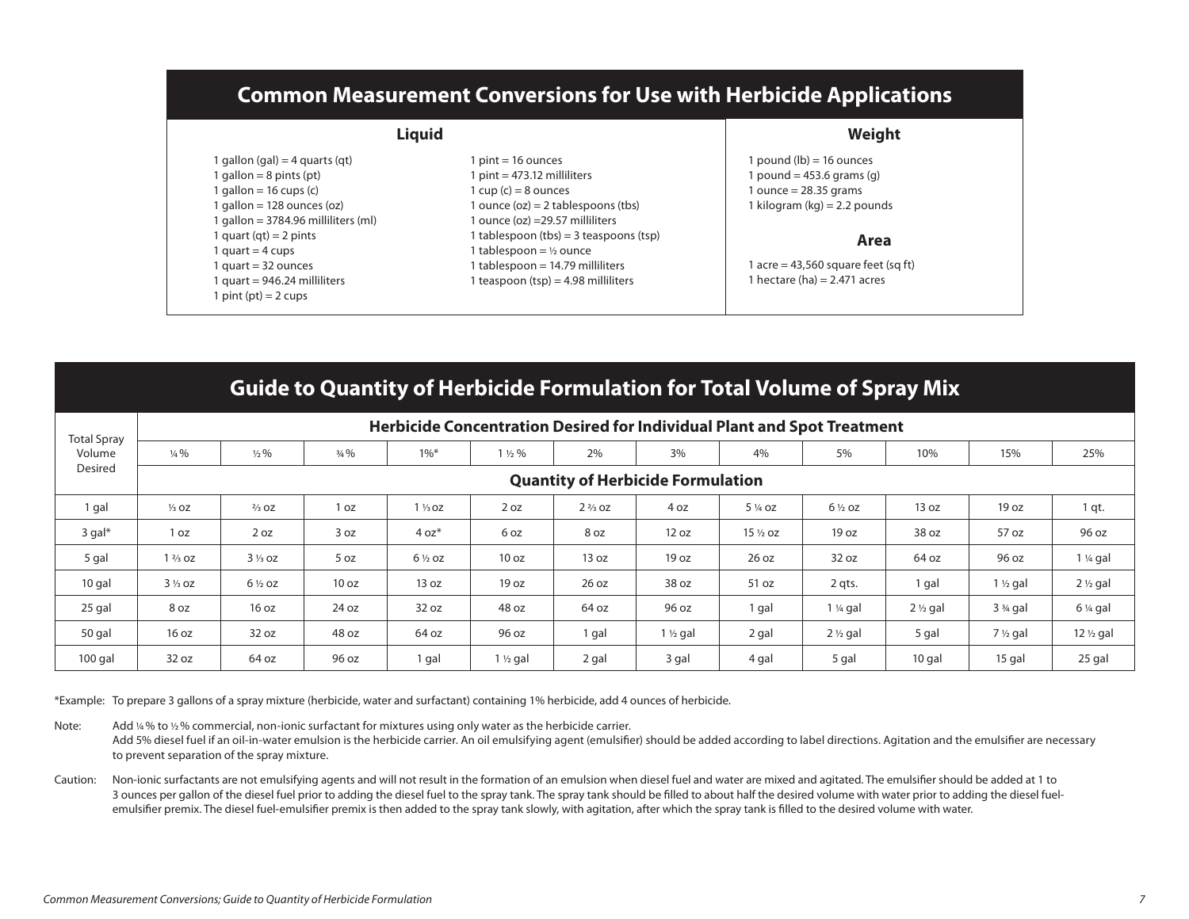## Common Measurement Conversions for Use with Herbicide Applications

### Liquid

1 gallon (gal) = 4 quarts (qt)
1 gallon = 8 pints (pt)
1 gallon = 16 cups (c)
1 gallon = 128 ounces (oz)
1 gallon = 3784.96 milliliters (ml)
1 quart (qt) = 2 pints
1 quart = 4 cups
1 quart = 32 ounces
1 quart = 946.24 milliliters
1 pint (pt) = 2 cups
1 pint = 16 ounces
1 pint = 473.12 milliliters
1 cup (c) = 8 ounces
1 ounce (oz) = 2 tablespoons (tbs)
1 ounce (oz) =29.57 milliliters
1 tablespoon (tbs) = 3 teaspoons (tsp)
1 tablespoon = ½ ounce
1 tablespoon = 14.79 milliliters
1 teaspoon (tsp) = 4.98 milliliters

### Weight

1 pound (lb) = 16 ounces
1 pound = 453.6 grams (g)
1 ounce = 28.35 grams
1 kilogram (kg) = 2.2 pounds

### Area

1 acre = 43,560 square feet (sq ft)
1 hectare (ha) = 2.471 acres

## Guide to Quantity of Herbicide Formulation for Total Volume of Spray Mix

| Total Spray Volume Desired | Herbicide Concentration Desired for Individual Plant and Spot Treatment | | | | | | | | | | | |
|---|---|---|---|---|---|---|---|---|---|---|---|---|
| | ¼ % | ½ % | ¾ % | 1%* | 1 ½ % | 2% | 3% | 4% | 5% | 10% | 15% | 25% |
| | **Quantity of Herbicide Formulation** | | | | | | | | | | | |
| 1 gal | ⅓ oz | ⅔ oz | 1 oz | 1 ⅓ oz | 2 oz | 2 ⅔ oz | 4 oz | 5 ¼ oz | 6 ½ oz | 13 oz | 19 oz | 1 qt. |
| 3 gal* | 1 oz | 2 oz | 3 oz | 4 oz* | 6 oz | 8 oz | 12 oz | 15 ½ oz | 19 oz | 38 oz | 57 oz | 96 oz |
| 5 gal | 1 ⅔ oz | 3 ⅓ oz | 5 oz | 6 ½ oz | 10 oz | 13 oz | 19 oz | 26 oz | 32 oz | 64 oz | 96 oz | 1 ¼ gal |
| 10 gal | 3 ⅓ oz | 6 ½ oz | 10 oz | 13 oz | 19 oz | 26 oz | 38 oz | 51 oz | 2 qts. | 1 gal | 1 ½ gal | 2 ½ gal |
| 25 gal | 8 oz | 16 oz | 24 oz | 32 oz | 48 oz | 64 oz | 96 oz | 1 gal | 1 ¼ gal | 2 ½ gal | 3 ¾ gal | 6 ¼ gal |
| 50 gal | 16 oz | 32 oz | 48 oz | 64 oz | 96 oz | 1 gal | 1 ½ gal | 2 gal | 2 ½ gal | 5 gal | 7 ½ gal | 12 ½ gal |
| 100 gal | 32 oz | 64 oz | 96 oz | 1 gal | 1 ½ gal | 2 gal | 3 gal | 4 gal | 5 gal | 10 gal | 15 gal | 25 gal |

*Example: To prepare 3 gallons of a spray mixture (herbicide, water and surfactant) containing 1% herbicide, add 4 ounces of herbicide.

Note: Add ¼ % to ½ % commercial, non-ionic surfactant for mixtures using only water as the herbicide carrier.
Add 5% diesel fuel if an oil-in-water emulsion is the herbicide carrier. An oil emulsifying agent (emulsifier) should be added according to label directions. Agitation and the emulsifier are necessary to prevent separation of the spray mixture.

Caution: Non-ionic surfactants are not emulsifying agents and will not result in the formation of an emulsion when diesel fuel and water are mixed and agitated. The emulsifier should be added at 1 to 3 ounces per gallon of the diesel fuel prior to adding the diesel fuel to the spray tank. The spray tank should be filled to about half the desired volume with water prior to adding the diesel fuel-emulsifier premix. The diesel fuel-emulsifier premix is then added to the spray tank slowly, with agitation, after which the spray tank is filled to the desired volume with water.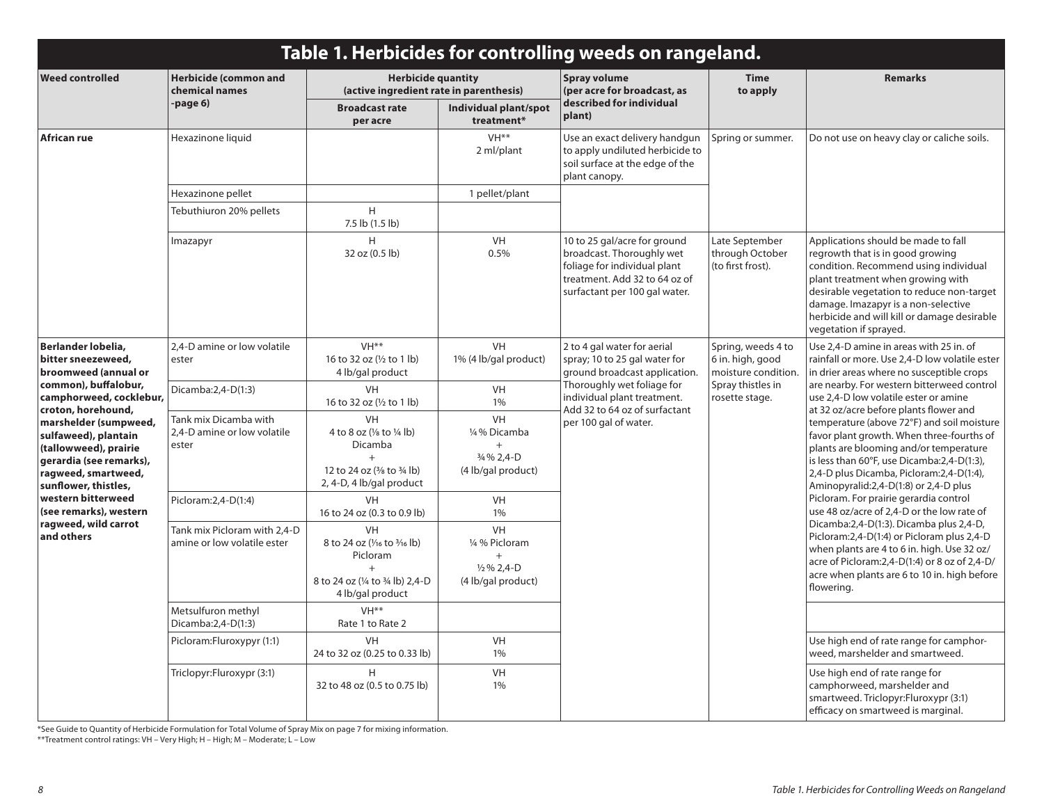# Table 1. Herbicides for controlling weeds on rangeland.

| Weed controlled | Herbicide (common and chemical names -page 6) | Herbicide quantity (active ingredient rate in parenthesis) | | Spray volume (per acre for broadcast, as described for individual plant) | Time to apply | Remarks |
|---|---|---|---|---|---|---|
| | | Broadcast rate per acre | Individual plant/spot treatment* | | | |
| **African rue** | Hexazinone liquid | | VH** 2 ml/plant | Use an exact delivery handgun to apply undiluted herbicide to soil surface at the edge of the plant canopy. | Spring or summer. | Do not use on heavy clay or caliche soils. |
| | Hexazinone pellet | | 1 pellet/plant | | | |
| | Tebuthiuron 20% pellets | H 7.5 lb (1.5 lb) | | | | |
| | Imazapyr | H 32 oz (0.5 lb) | VH 0.5% | 10 to 25 gal/acre for ground broadcast. Thoroughly wet foliage for individual plant treatment. Add 32 to 64 oz of surfactant per 100 gal water. | Late September through October (to first frost). | Applications should be made to fall regrowth that is in good growing condition. Recommend using individual plant treatment when growing with desirable vegetation to reduce non-target damage. Imazapyr is a non-selective herbicide and will kill or damage desirable vegetation if sprayed. |
| **Berlander lobelia, bitter sneezeweed, broomweed (annual or common), buffalobur, camphorweed, cocklebur, croton, horehound, marshelder (sumpweed, sulfaweed), plantain (tallowweed), prairie gerardia (see remarks), ragweed, smartweed, sunflower, thistles, western bitterweed (see remarks), western ragweed, wild carrot and others** | 2,4-D amine or low volatile ester | VH** 16 to 32 oz (½ to 1 lb) 4 lb/gal product | VH 1% (4 lb/gal product) | 2 to 4 gal water for aerial spray; 10 to 25 gal water for ground broadcast application. Thoroughly wet foliage for individual plant treatment. Add 32 to 64 oz of surfactant per 100 gal of water. | Spring, weeds 4 to 6 in. high, good moisture condition. Spray thistles in rosette stage. | Use 2,4-D amine in areas with 25 in. of rainfall or more. Use 2,4-D low volatile ester in drier areas where no susceptible crops are nearby. For western bitterweed control use 2,4-D low volatile ester or amine at 32 oz/acre before plants flower and temperature (above 72°F) and soil moisture favor plant growth. When three-fourths of plants are blooming and/or temperature is less than 60°F, use Dicamba:2,4-D(1:3), 2,4-D plus Dicamba, Picloram:2,4-D(1:4), Aminopyralid:2,4-D(1:8) or 2,4-D plus Picloram. For prairie gerardia control use 48 oz/acre of 2,4-D or the low rate of Dicamba:2,4-D(1:3). Dicamba plus 2,4-D, Picloram:2,4-D(1:4) or Picloram plus 2,4-D when plants are 4 to 6 in. high. Use 32 oz/acre of Picloram:2,4-D(1:4) or 8 oz of 2,4-D/acre when plants are 6 to 10 in. high before flowering. |
| | Dicamba:2,4-D(1:3) | VH 16 to 32 oz (½ to 1 lb) | VH 1% | | | |
| | Tank mix Dicamba with 2,4-D amine or low volatile ester | VH 4 to 8 oz (⅛ to ¼ lb) Dicamba + 12 to 24 oz (⅜ to ¾ lb) 2, 4-D, 4 lb/gal product | VH ¼ % Dicamba + ¾ % 2,4-D (4 lb/gal product) | | | |
| | Picloram:2,4-D(1:4) | VH 16 to 24 oz (0.3 to 0.9 lb) | VH 1% | | | |
| | Tank mix Picloram with 2,4-D amine or low volatile ester | VH 8 to 24 oz (1⁄16 to 3⁄16 lb) Picloram + 8 to 24 oz (¼ to ¾ lb) 2,4-D 4 lb/gal product | VH ¼ % Picloram + ½ % 2,4-D (4 lb/gal product) | | | |
| | Metsulfuron methyl Dicamba:2,4-D(1:3) | VH** Rate 1 to Rate 2 | | | | |
| | Picloram:Fluroxypyr (1:1) | VH 24 to 32 oz (0.25 to 0.33 lb) | VH 1% | | | Use high end of rate range for camphorweed, marshelder and smartweed. |
| | Triclopyr:Fluroxypyr (3:1) | H 32 to 48 oz (0.5 to 0.75 lb) | VH 1% | | | Use high end of rate range for camphorweed, marshelder and smartweed. Triclopyr:Fluroxypyr (3:1) efficacy on smartweed is marginal. |

*See Guide to Quantity of Herbicide Formulation for Total Volume of Spray Mix on page 7 for mixing information.

**Treatment control ratings: VH – Very High; H – High; M – Moderate; L – Low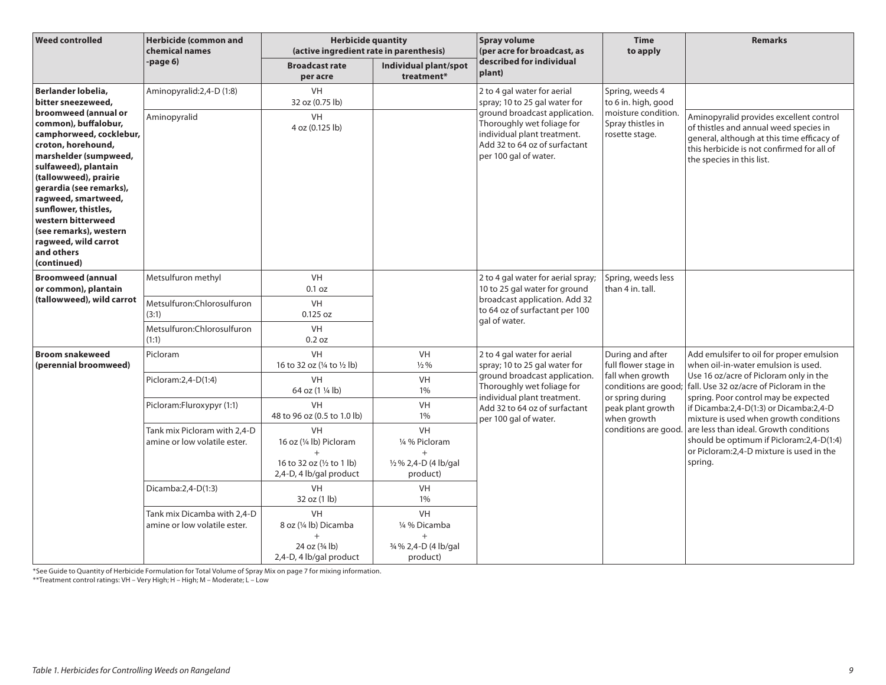| Weed controlled | Herbicide (common and chemical names -page 6) | Herbicide quantity (active ingredient rate in parenthesis) | | Spray volume (per acre for broadcast, as described for individual plant) | Time to apply | Remarks |
|---|---|---|---|---|---|---|
| | | Broadcast rate per acre | Individual plant/spot treatment* | | | |
| **Berlander lobelia, bitter sneezeweed, broomweed (annual or common), buffalobur, camphorweed, cocklebur, croton, horehound, marshelder (sumpweed, sulfaweed), plantain (tallowweed), prairie gerardia (see remarks), ragweed, smartweed, sunflower, thistles, western bitterweed (see remarks), western ragweed, wild carrot and others (continued)** | Aminopyralid:2,4-D (1:8) | VH 32 oz (0.75 lb) | | 2 to 4 gal water for aerial spray; 10 to 25 gal water for ground broadcast application. Thoroughly wet foliage for individual plant treatment. Add 32 to 64 oz of surfactant per 100 gal of water. | Spring, weeds 4 to 6 in. high, good moisture condition. Spray thistles in rosette stage. | |
| | Aminopyralid | VH 4 oz (0.125 lb) | | | | Aminopyralid provides excellent control of thistles and annual weed species in general, although at this time efficacy of this herbicide is not confirmed for all of the species in this list. |
| **Broomweed (annual or common), plantain (tallowweed), wild carrot** | Metsulfuron methyl | VH 0.1 oz | | 2 to 4 gal water for aerial spray; 10 to 25 gal water for ground broadcast application. Add 32 to 64 oz of surfactant per 100 gal of water. | Spring, weeds less than 4 in. tall. | |
| | Metsulfuron:Chlorosulfuron (3:1) | VH 0.125 oz | | | | |
| | Metsulfuron:Chlorosulfuron (1:1) | VH 0.2 oz | | | | |
| **Broom snakeweed (perennial broomweed)** | Picloram | VH 16 to 32 oz (¼ to ½ lb) | VH ½ % | 2 to 4 gal water for aerial spray; 10 to 25 gal water for ground broadcast application. Thoroughly wet foliage for individual plant treatment. Add 32 to 64 oz of surfactant per 100 gal of water. | During and after full flower stage in fall when growth conditions are good; or spring during peak plant growth when growth conditions are good. | Add emulsifer to oil for proper emulsion when oil-in-water emulsion is used. Use 16 oz/acre of Picloram only in the fall. Use 32 oz/acre of Picloram in the spring. Poor control may be expected if Dicamba:2,4-D(1:3) or Dicamba:2,4-D mixture is used when growth conditions are less than ideal. Growth conditions should be optimum if Picloram:2,4-D(1:4) or Picloram:2,4-D mixture is used in the spring. |
| | Picloram:2,4-D(1:4) | VH 64 oz (1 ¼ lb) | VH 1% | | | |
| | Picloram:Fluroxypyr (1:1) | VH 48 to 96 oz (0.5 to 1.0 lb) | VH 1% | | | |
| | Tank mix Picloram with 2,4-D amine or low volatile ester. | VH 16 oz (¼ lb) Picloram + 16 to 32 oz (½ to 1 lb) 2,4-D, 4 lb/gal product | VH ¼ % Picloram + ½ % 2,4-D (4 lb/gal product) | | | |
| | Dicamba:2,4-D(1:3) | VH 32 oz (1 lb) | VH 1% | | | |
| | Tank mix Dicamba with 2,4-D amine or low volatile ester. | VH 8 oz (¼ lb) Dicamba + 24 oz (¾ lb) 2,4-D, 4 lb/gal product | VH ¼ % Dicamba + ¾ % 2,4-D (4 lb/gal product) | | | |

*See Guide to Quantity of Herbicide Formulation for Total Volume of Spray Mix on page 7 for mixing information.

**Treatment control ratings: VH – Very High; H – High; M – Moderate; L – Low

*Table 1. Herbicides for Controlling Weeds on Rangeland*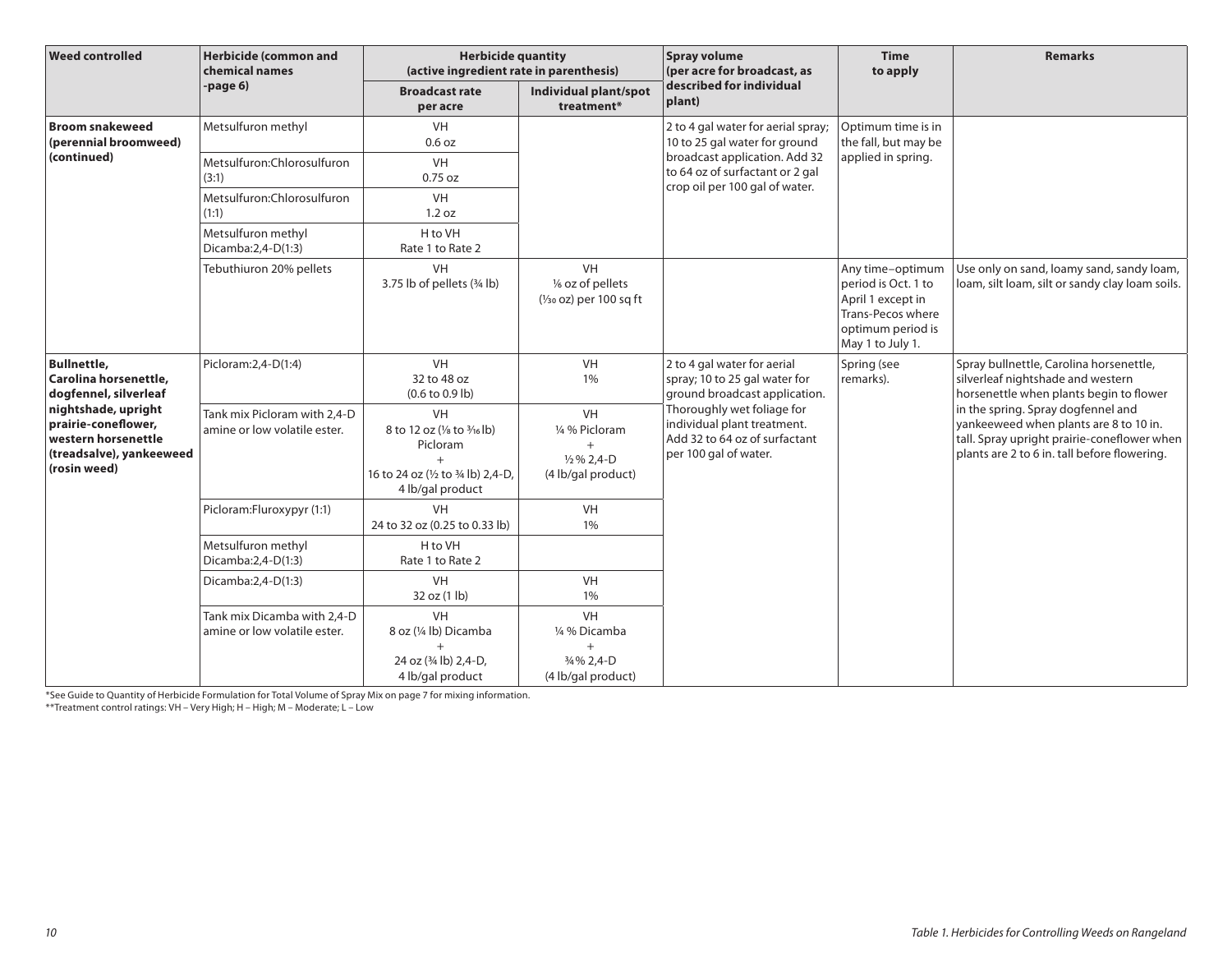| Weed controlled | Herbicide (common and chemical names -page 6) | Herbicide quantity (active ingredient rate in parenthesis) | | Spray volume (per acre for broadcast, as described for individual plant) | Time to apply | Remarks |
|---|---|---|---|---|---|---|
| | | Broadcast rate per acre | Individual plant/spot treatment* | | | |
| **Broom snakeweed (perennial broomweed) (continued)** | Metsulfuron methyl | VH 0.6 oz | | 2 to 4 gal water for aerial spray; 10 to 25 gal water for ground broadcast application. Add 32 to 64 oz of surfactant or 2 gal crop oil per 100 gal of water. | Optimum time is in the fall, but may be applied in spring. | |
| | Metsulfuron:Chlorosulfuron (3:1) | VH 0.75 oz | | | | |
| | Metsulfuron:Chlorosulfuron (1:1) | VH 1.2 oz | | | | |
| | Metsulfuron methyl Dicamba:2,4-D(1:3) | H to VH Rate 1 to Rate 2 | | | | |
| | Tebuthiuron 20% pellets | VH 3.75 lb of pellets (¾ lb) | VH ⅛ oz of pellets (1/30 oz) per 100 sq ft | | Any time–optimum period is Oct. 1 to April 1 except in Trans-Pecos where optimum period is May 1 to July 1. | Use only on sand, loamy sand, sandy loam, loam, silt loam, silt or sandy clay loam soils. |
| **Bullnettle, Carolina horsenettle, dogfennel, silverleaf nightshade, upright prairie-coneflower, western horsenettle (treadsalve), yankeeweed (rosin weed)** | Picloram:2,4-D(1:4) | VH 32 to 48 oz (0.6 to 0.9 lb) | VH 1% | 2 to 4 gal water for aerial spray; 10 to 25 gal water for ground broadcast application. Thoroughly wet foliage for individual plant treatment. Add 32 to 64 oz of surfactant per 100 gal of water. | Spring (see remarks). | Spray bullnettle, Carolina horsenettle, silverleaf nightshade and western horsenettle when plants begin to flower in the spring. Spray dogfennel and yankeeweed when plants are 8 to 10 in. tall. Spray upright prairie-coneflower when plants are 2 to 6 in. tall before flowering. |
| | Tank mix Picloram with 2,4-D amine or low volatile ester. | VH 8 to 12 oz (⅛ to 3/16 lb) Picloram + 16 to 24 oz (½ to ¾ lb) 2,4-D, 4 lb/gal product | VH ¼ % Picloram + ½ % 2,4-D (4 lb/gal product) | | | |
| | Picloram:Fluroxypyr (1:1) | VH 24 to 32 oz (0.25 to 0.33 lb) | VH 1% | | | |
| | Metsulfuron methyl Dicamba:2,4-D(1:3) | H to VH Rate 1 to Rate 2 | | | | |
| | Dicamba:2,4-D(1:3) | VH 32 oz (1 lb) | VH 1% | | | |
| | Tank mix Dicamba with 2,4-D amine or low volatile ester. | VH 8 oz (¼ lb) Dicamba + 24 oz (¾ lb) 2,4-D, 4 lb/gal product | VH ¼ % Dicamba + ¾ % 2,4-D (4 lb/gal product) | | | |

*See Guide to Quantity of Herbicide Formulation for Total Volume of Spray Mix on page 7 for mixing information.

**Treatment control ratings: VH – Very High; H – High; M – Moderate; L – Low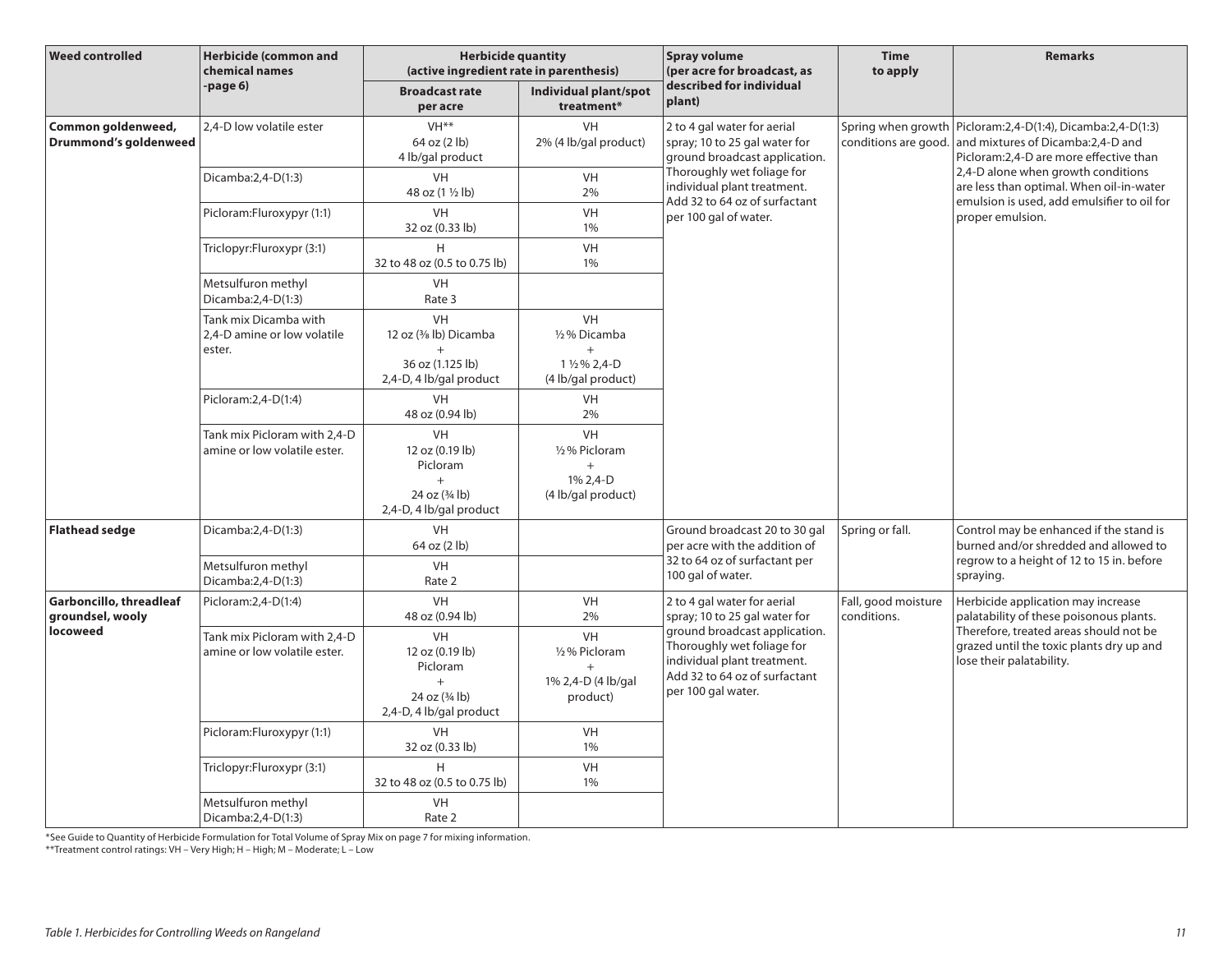| Weed controlled | Herbicide (common and chemical names -page 6) | Herbicide quantity (active ingredient rate in parenthesis) | | Spray volume (per acre for broadcast, as described for individual plant) | Time to apply | Remarks |
|---|---|---|---|---|---|---|
| | | Broadcast rate per acre | Individual plant/spot treatment* | | | |
| **Common goldenweed, Drummond's goldenweed** | 2,4-D low volatile ester | VH** 64 oz (2 lb) 4 lb/gal product | VH 2% (4 lb/gal product) | 2 to 4 gal water for aerial spray; 10 to 25 gal water for ground broadcast application. Thoroughly wet foliage for individual plant treatment. Add 32 to 64 oz of surfactant per 100 gal of water. | Spring when growth conditions are good. | Picloram:2,4-D(1:4), Dicamba:2,4-D(1:3) and mixtures of Dicamba:2,4-D and Picloram:2,4-D are more effective than 2,4-D alone when growth conditions are less than optimal. When oil-in-water emulsion is used, add emulsifier to oil for proper emulsion. |
| | Dicamba:2,4-D(1:3) | VH 48 oz (1 ½ lb) | VH 2% | | | |
| | Picloram:Fluroxypyr (1:1) | VH 32 oz (0.33 lb) | VH 1% | | | |
| | Triclopyr:Fluroxypr (3:1) | H 32 to 48 oz (0.5 to 0.75 lb) | VH 1% | | | |
| | Metsulfuron methyl Dicamba:2,4-D(1:3) | VH Rate 3 | | | | |
| | Tank mix Dicamba with 2,4-D amine or low volatile ester. | VH 12 oz (⅜ lb) Dicamba + 36 oz (1.125 lb) 2,4-D, 4 lb/gal product | VH ½% Dicamba + 1 ½% 2,4-D (4 lb/gal product) | | | |
| | Picloram:2,4-D(1:4) | VH 48 oz (0.94 lb) | VH 2% | | | |
| | Tank mix Picloram with 2,4-D amine or low volatile ester. | VH 12 oz (0.19 lb) Picloram + 24 oz (¾ lb) 2,4-D, 4 lb/gal product | VH ½% Picloram + 1% 2,4-D (4 lb/gal product) | | | |
| **Flathead sedge** | Dicamba:2,4-D(1:3) | VH 64 oz (2 lb) | | Ground broadcast 20 to 30 gal per acre with the addition of 32 to 64 oz of surfactant per 100 gal of water. | Spring or fall. | Control may be enhanced if the stand is burned and/or shredded and allowed to regrow to a height of 12 to 15 in. before spraying. |
| | Metsulfuron methyl Dicamba:2,4-D(1:3) | VH Rate 2 | | | | |
| **Garboncillo, threadleaf groundsel, wooly locoweed** | Picloram:2,4-D(1:4) | VH 48 oz (0.94 lb) | VH 2% | 2 to 4 gal water for aerial spray; 10 to 25 gal water for ground broadcast application. Thoroughly wet foliage for individual plant treatment. Add 32 to 64 oz of surfactant per 100 gal water. | Fall, good moisture conditions. | Herbicide application may increase palatability of these poisonous plants. Therefore, treated areas should not be grazed until the toxic plants dry up and lose their palatability. |
| | Tank mix Picloram with 2,4-D amine or low volatile ester. | VH 12 oz (0.19 lb) Picloram + 24 oz (¾ lb) 2,4-D, 4 lb/gal product | VH ½% Picloram + 1% 2,4-D (4 lb/gal product) | | | |
| | Picloram:Fluroxypyr (1:1) | VH 32 oz (0.33 lb) | VH 1% | | | |
| | Triclopyr:Fluroxypr (3:1) | H 32 to 48 oz (0.5 to 0.75 lb) | VH 1% | | | |
| | Metsulfuron methyl Dicamba:2,4-D(1:3) | VH Rate 2 | | | | |

*See Guide to Quantity of Herbicide Formulation for Total Volume of Spray Mix on page 7 for mixing information.

**Treatment control ratings: VH – Very High; H – High; M – Moderate; L – Low

*Table 1. Herbicides for Controlling Weeds on Rangeland*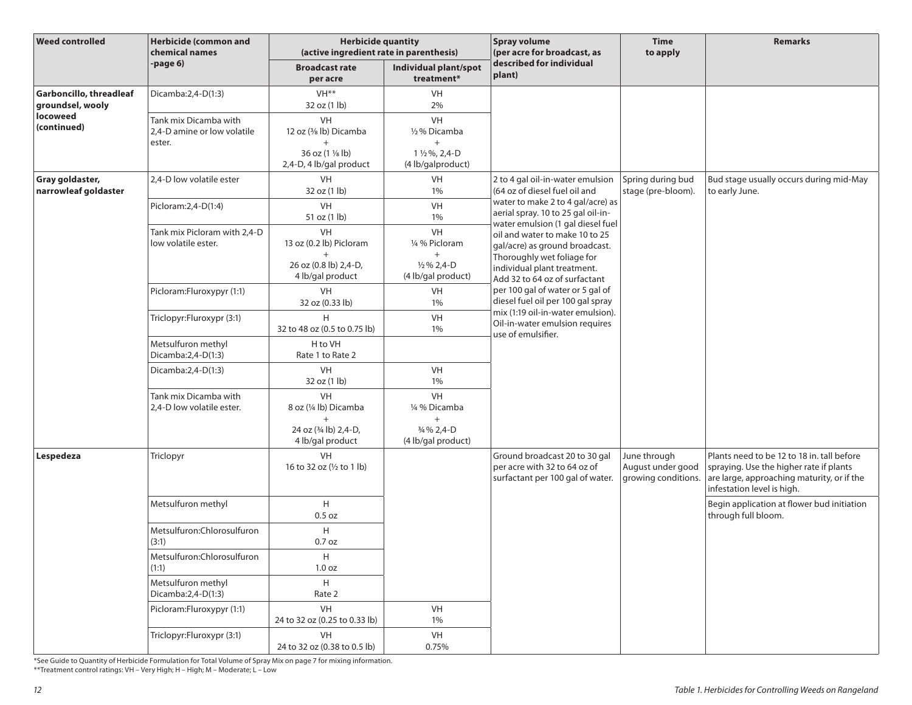| Weed controlled | Herbicide (common and chemical names -page 6) | Herbicide quantity (active ingredient rate in parenthesis) | | Spray volume (per acre for broadcast, as described for individual plant) | Time to apply | Remarks |
|---|---|---|---|---|---|---|
| | | Broadcast rate per acre | Individual plant/spot treatment* | | | |
| **Garboncillo, threadleaf groundsel, wooly locoweed (continued)** | Dicamba:2,4-D(1:3) | VH** 32 oz (1 lb) | VH 2% | | | |
| | Tank mix Dicamba with 2,4-D amine or low volatile ester. | VH 12 oz (⅜ lb) Dicamba + 36 oz (1 ⅛ lb) 2,4-D, 4 lb/gal product | VH ½% Dicamba + 1 ½%, 2,4-D (4 lb/galproduct) | | | |
| **Gray goldaster, narrowleaf goldaster** | 2,4-D low volatile ester | VH 32 oz (1 lb) | VH 1% | 2 to 4 gal oil-in-water emulsion (64 oz of diesel fuel oil and water to make 2 to 4 gal/acre) as aerial spray. 10 to 25 gal oil-in-water emulsion (1 gal diesel fuel oil and water to make 10 to 25 gal/acre) as ground broadcast. Thoroughly wet foliage for individual plant treatment. Add 32 to 64 oz of surfactant per 100 gal of water or 5 gal of diesel fuel oil per 100 gal spray mix (1:19 oil-in-water emulsion). Oil-in-water emulsion requires use of emulsifier. | Spring during bud stage (pre-bloom). | Bud stage usually occurs during mid-May to early June. |
| | Picloram:2,4-D(1:4) | VH 51 oz (1 lb) | VH 1% | | | |
| | Tank mix Picloram with 2,4-D low volatile ester. | VH 13 oz (0.2 lb) Picloram + 26 oz (0.8 lb) 2,4-D, 4 lb/gal product | VH ¼ % Picloram + ½% 2,4-D (4 lb/gal product) | | | |
| | Picloram:Fluroxypyr (1:1) | VH 32 oz (0.33 lb) | VH 1% | | | |
| | Triclopyr:Fluroxypr (3:1) | H 32 to 48 oz (0.5 to 0.75 lb) | VH 1% | | | |
| | Metsulfuron methyl Dicamba:2,4-D(1:3) | H to VH Rate 1 to Rate 2 | | | | |
| | Dicamba:2,4-D(1:3) | VH 32 oz (1 lb) | VH 1% | | | |
| | Tank mix Dicamba with 2,4-D low volatile ester. | VH 8 oz (¼ lb) Dicamba + 24 oz (¾ lb) 2,4-D, 4 lb/gal product | VH ¼ % Dicamba + ¾% 2,4-D (4 lb/gal product) | | | |
| **Lespedeza** | Triclopyr | VH 16 to 32 oz (½ to 1 lb) | | Ground broadcast 20 to 30 gal per acre with 32 to 64 oz of surfactant per 100 gal of water. | June through August under good growing conditions. | Plants need to be 12 to 18 in. tall before spraying. Use the higher rate if plants are large, approaching maturity, or if the infestation level is high. |
| | Metsulfuron methyl | H 0.5 oz | | | | Begin application at flower bud initiation through full bloom. |
| | Metsulfuron:Chlorosulfuron (3:1) | H 0.7 oz | | | | |
| | Metsulfuron:Chlorosulfuron (1:1) | H 1.0 oz | | | | |
| | Metsulfuron methyl Dicamba:2,4-D(1:3) | H Rate 2 | | | | |
| | Picloram:Fluroxypyr (1:1) | VH 24 to 32 oz (0.25 to 0.33 lb) | VH 1% | | | |
| | Triclopyr:Fluroxypr (3:1) | VH 24 to 32 oz (0.38 to 0.5 lb) | VH 0.75% | | | |

*See Guide to Quantity of Herbicide Formulation for Total Volume of Spray Mix on page 7 for mixing information.
**Treatment control ratings: VH – Very High; H – High; M – Moderate; L – Low

*Table 1. Herbicides for Controlling Weeds on Rangeland*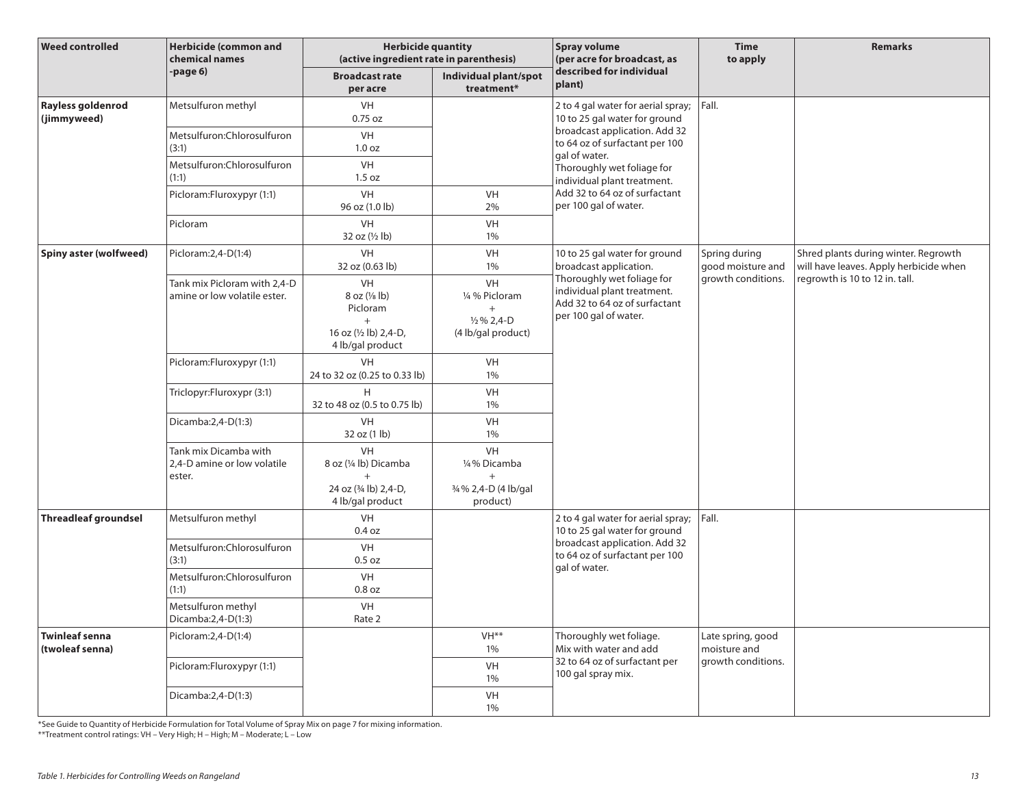| Weed controlled | Herbicide (common and chemical names -page 6) | Herbicide quantity (active ingredient rate in parenthesis) | | Spray volume (per acre for broadcast, as described for individual plant) | Time to apply | Remarks |
|---|---|---|---|---|---|---|
| | | Broadcast rate per acre | Individual plant/spot treatment* | | | |
| **Rayless goldenrod (jimmyweed)** | Metsulfuron methyl | VH 0.75 oz | | 2 to 4 gal water for aerial spray; 10 to 25 gal water for ground broadcast application. Add 32 to 64 oz of surfactant per 100 gal of water. Thoroughly wet foliage for individual plant treatment. Add 32 to 64 oz of surfactant per 100 gal of water. | Fall. | |
| | Metsulfuron:Chlorosulfuron (3:1) | VH 1.0 oz | | | | |
| | Metsulfuron:Chlorosulfuron (1:1) | VH 1.5 oz | | | | |
| | Picloram:Fluroxypyr (1:1) | VH 96 oz (1.0 lb) | VH 2% | | | |
| | Picloram | VH 32 oz (½ lb) | VH 1% | | | |
| **Spiny aster (wolfweed)** | Picloram:2,4-D(1:4) | VH 32 oz (0.63 lb) | VH 1% | 10 to 25 gal water for ground broadcast application. Thoroughly wet foliage for individual plant treatment. Add 32 to 64 oz of surfactant per 100 gal of water. | Spring during good moisture and growth conditions. | Shred plants during winter. Regrowth will have leaves. Apply herbicide when regrowth is 10 to 12 in. tall. |
| | Tank mix Picloram with 2,4-D amine or low volatile ester. | VH 8 oz (⅛ lb) Picloram + 16 oz (½ lb) 2,4-D, 4 lb/gal product | VH ¼ % Picloram + ½ % 2,4-D (4 lb/gal product) | | | |
| | Picloram:Fluroxypyr (1:1) | VH 24 to 32 oz (0.25 to 0.33 lb) | VH 1% | | | |
| | Triclopyr:Fluroxypr (3:1) | H 32 to 48 oz (0.5 to 0.75 lb) | VH 1% | | | |
| | Dicamba:2,4-D(1:3) | VH 32 oz (1 lb) | VH 1% | | | |
| | Tank mix Dicamba with 2,4-D amine or low volatile ester. | VH 8 oz (¼ lb) Dicamba + 24 oz (¾ lb) 2,4-D, 4 lb/gal product | VH ¼ % Dicamba + ¾ % 2,4-D (4 lb/gal product) | | | |
| **Threadleaf groundsel** | Metsulfuron methyl | VH 0.4 oz | | 2 to 4 gal water for aerial spray; 10 to 25 gal water for ground broadcast application. Add 32 to 64 oz of surfactant per 100 gal of water. | Fall. | |
| | Metsulfuron:Chlorosulfuron (3:1) | VH 0.5 oz | | | | |
| | Metsulfuron:Chlorosulfuron (1:1) | VH 0.8 oz | | | | |
| | Metsulfuron methyl Dicamba:2,4-D(1:3) | VH Rate 2 | | | | |
| **Twinleaf senna (twoleaf senna)** | Picloram:2,4-D(1:4) | | VH** 1% | Thoroughly wet foliage. Mix with water and add 32 to 64 oz of surfactant per 100 gal spray mix. | Late spring, good moisture and growth conditions. | |
| | Picloram:Fluroxypyr (1:1) | | VH 1% | | | |
| | Dicamba:2,4-D(1:3) | | VH 1% | | | |

*See Guide to Quantity of Herbicide Formulation for Total Volume of Spray Mix on page 7 for mixing information.

**Treatment control ratings: VH – Very High; H – High; M – Moderate; L – Low

*Table 1. Herbicides for Controlling Weeds on Rangeland*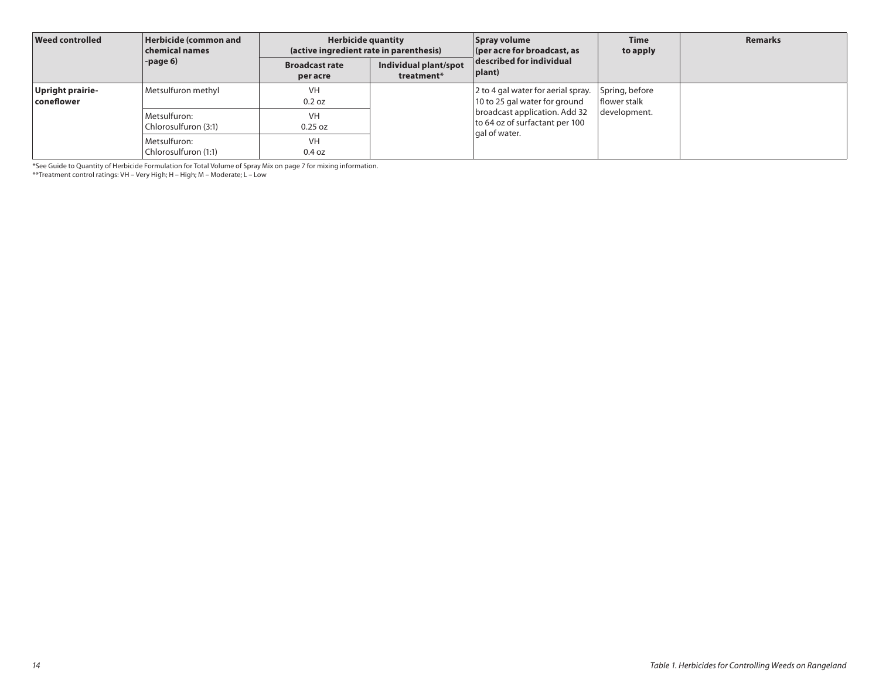| Weed controlled | Herbicide (common and chemical names -page 6) | Herbicide quantity (active ingredient rate in parenthesis) | | Spray volume (per acre for broadcast, as described for individual plant) | Time to apply | Remarks |
|---|---|---|---|---|---|---|
| | | Broadcast rate per acre | Individual plant/spot treatment* | | | |
| **Upright prairie-coneflower** | Metsulfuron methyl | VH 0.2 oz | | 2 to 4 gal water for aerial spray. 10 to 25 gal water for ground broadcast application. Add 32 to 64 oz of surfactant per 100 gal of water. | Spring, before flower stalk development. | |
| | Metsulfuron: Chlorosulfuron (3:1) | VH 0.25 oz | | | | |
| | Metsulfuron: Chlorosulfuron (1:1) | VH 0.4 oz | | | | |

*See Guide to Quantity of Herbicide Formulation for Total Volume of Spray Mix on page 7 for mixing information.

**Treatment control ratings: VH – Very High; H – High; M – Moderate; L – Low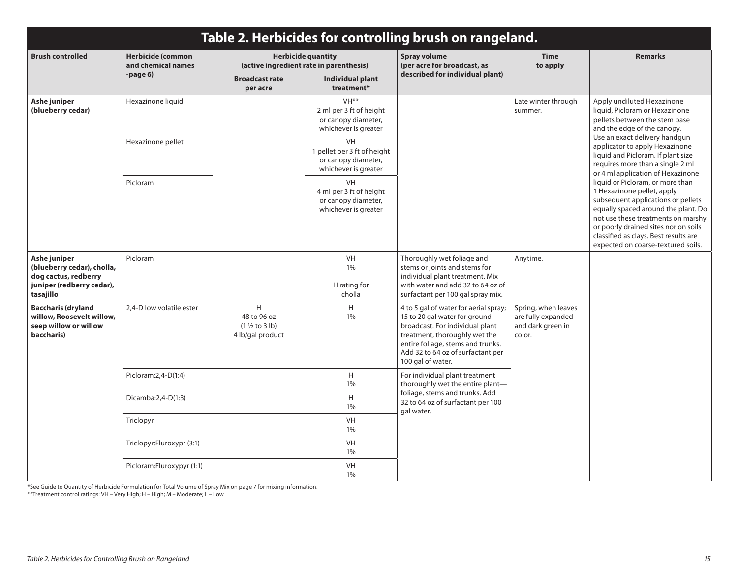## Table 2. Herbicides for controlling brush on rangeland.

| Brush controlled | Herbicide (common and chemical names -page 6) | Herbicide quantity (active ingredient rate in parenthesis) | | Spray volume (per acre for broadcast, as described for individual plant) | Time to apply | Remarks |
|---|---|---|---|---|---|---|
| | | Broadcast rate per acre | Individual plant treatment* | | | |
| **Ashe juniper (blueberry cedar)** | Hexazinone liquid | | VH** 2 ml per 3 ft of height or canopy diameter, whichever is greater | | Late winter through summer. | Apply undiluted Hexazinone liquid, Picloram or Hexazinone pellets between the stem base and the edge of the canopy. Use an exact delivery handgun applicator to apply Hexazinone liquid and Picloram. If plant size requires more than a single 2 ml or 4 ml application of Hexazinone liquid or Picloram, or more than 1 Hexazinone pellet, apply subsequent applications or pellets equally spaced around the plant. Do not use these treatments on marshy or poorly drained sites nor on soils classified as clays. Best results are expected on coarse-textured soils. |
| | Hexazinone pellet | | VH 1 pellet per 3 ft of height or canopy diameter, whichever is greater | | | |
| | Picloram | | VH 4 ml per 3 ft of height or canopy diameter, whichever is greater | | | |
| **Ashe juniper (blueberry cedar), cholla, dog cactus, redberry juniper (redberry cedar), tasajillo** | Picloram | | VH 1% H rating for cholla | Thoroughly wet foliage and stems or joints and stems for individual plant treatment. Mix with water and add 32 to 64 oz of surfactant per 100 gal spray mix. | Anytime. | |
| **Baccharis (dryland willow, Roosevelt willow, seep willow or willow baccharis)** | 2,4-D low volatile ester | H 48 to 96 oz (1 ½ to 3 lb) 4 lb/gal product | H 1% | 4 to 5 gal of water for aerial spray; 15 to 20 gal water for ground broadcast. For individual plant treatment, thoroughly wet the entire foliage, stems and trunks. Add 32 to 64 oz of surfactant per 100 gal of water. | Spring, when leaves are fully expanded and dark green in color. | |
| | Picloram:2,4-D(1:4) | | H 1% | For individual plant treatment thoroughly wet the entire plant—foliage, stems and trunks. Add 32 to 64 oz of surfactant per 100 gal water. | | |
| | Dicamba:2,4-D(1:3) | | H 1% | | | |
| | Triclopyr | | VH 1% | | | |
| | Triclopyr:Fluroxypr (3:1) | | VH 1% | | | |
| | Picloram:Fluroxypyr (1:1) | | VH 1% | | | |

*See Guide to Quantity of Herbicide Formulation for Total Volume of Spray Mix on page 7 for mixing information.

**Treatment control ratings: VH – Very High; H – High; M – Moderate; L – Low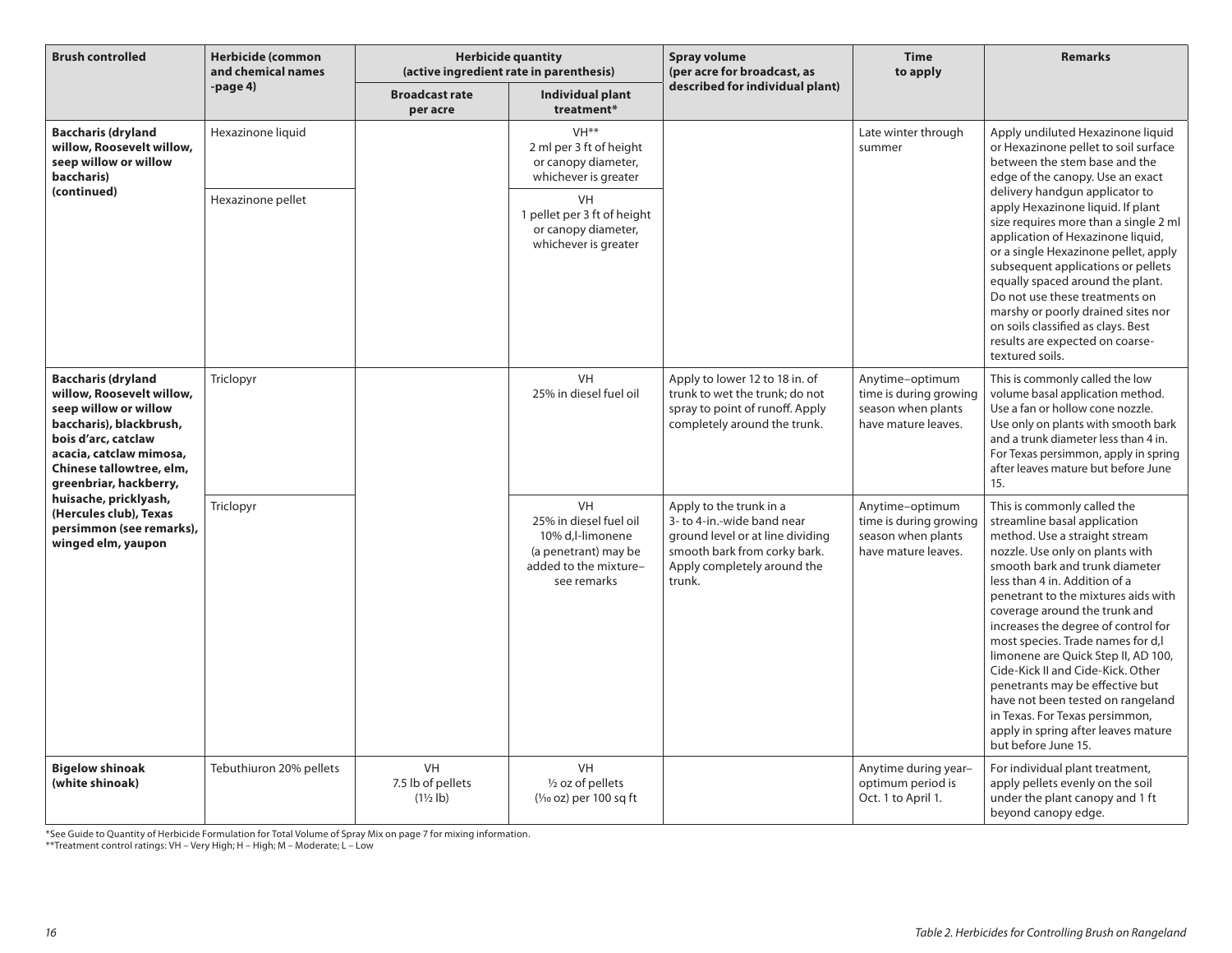| Brush controlled | Herbicide (common and chemical names -page 4) | Herbicide quantity (active ingredient rate in parenthesis) | | Spray volume (per acre for broadcast, as described for individual plant) | Time to apply | Remarks |
|---|---|---|---|---|---|---|
| | | Broadcast rate per acre | Individual plant treatment* | | | |
| **Baccharis (dryland willow, Roosevelt willow, seep willow or willow baccharis) (continued)** | Hexazinone liquid | | VH** 2 ml per 3 ft of height or canopy diameter, whichever is greater | | Late winter through summer | Apply undiluted Hexazinone liquid or Hexazinone pellet to soil surface between the stem base and the edge of the canopy. Use an exact delivery handgun applicator to apply Hexazinone liquid. If plant size requires more than a single 2 ml application of Hexazinone liquid, or a single Hexazinone pellet, apply subsequent applications or pellets equally spaced around the plant. Do not use these treatments on marshy or poorly drained sites nor on soils classified as clays. Best results are expected on coarse-textured soils. |
| | Hexazinone pellet | | VH 1 pellet per 3 ft of height or canopy diameter, whichever is greater | | | |
| **Baccharis (dryland willow, Roosevelt willow, seep willow or willow baccharis), blackbrush, bois d'arc, catclaw acacia, catclaw mimosa, Chinese tallowtree, elm, greenbriar, hackberry, huisache, pricklyash, (Hercules club), Texas persimmon (see remarks), winged elm, yaupon** | Triclopyr | | VH 25% in diesel fuel oil | Apply to lower 12 to 18 in. of trunk to wet the trunk; do not spray to point of runoff. Apply completely around the trunk. | Anytime–optimum time is during growing season when plants have mature leaves. | This is commonly called the low volume basal application method. Use a fan or hollow cone nozzle. Use only on plants with smooth bark and a trunk diameter less than 4 in. For Texas persimmon, apply in spring after leaves mature but before June 15. |
| | Triclopyr | | VH 25% in diesel fuel oil 10% d,l-limonene (a penetrant) may be added to the mixture– see remarks | Apply to the trunk in a 3- to 4-in.-wide band near ground level or at line dividing smooth bark from corky bark. Apply completely around the trunk. | Anytime–optimum time is during growing season when plants have mature leaves. | This is commonly called the streamline basal application method. Use a straight stream nozzle. Use only on plants with smooth bark and trunk diameter less than 4 in. Addition of a penetrant to the mixtures aids with coverage around the trunk and increases the degree of control for most species. Trade names for d,l limonene are Quick Step II, AD 100, Cide-Kick II and Cide-Kick. Other penetrants may be effective but have not been tested on rangeland in Texas. For Texas persimmon, apply in spring after leaves mature but before June 15. |
| **Bigelow shinoak (white shinoak)** | Tebuthiuron 20% pellets | VH 7.5 lb of pellets (1½ lb) | VH ½ oz of pellets (1⁄10 oz) per 100 sq ft | | Anytime during year– optimum period is Oct. 1 to April 1. | For individual plant treatment, apply pellets evenly on the soil under the plant canopy and 1 ft beyond canopy edge. |

*See Guide to Quantity of Herbicide Formulation for Total Volume of Spray Mix on page 7 for mixing information.
**Treatment control ratings: VH – Very High; H – High; M – Moderate; L – Low

*Table 2. Herbicides for Controlling Brush on Rangeland*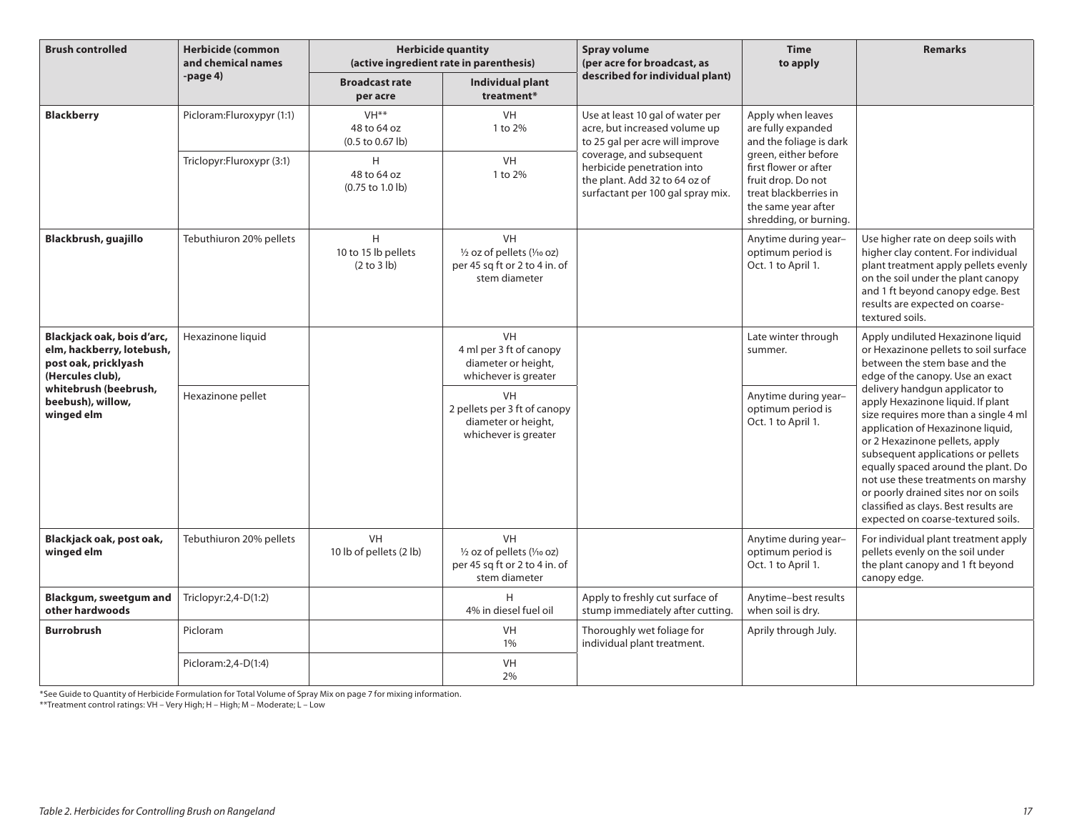| Brush controlled | Herbicide (common and chemical names -page 4) | Herbicide quantity (active ingredient rate in parenthesis) | | Spray volume (per acre for broadcast, as described for individual plant) | Time to apply | Remarks |
|---|---|---|---|---|---|---|
| | | Broadcast rate per acre | Individual plant treatment* | | | |
| **Blackberry** | Picloram:Fluroxypyr (1:1) | VH** 48 to 64 oz (0.5 to 0.67 lb) | VH 1 to 2% | Use at least 10 gal of water per acre, but increased volume up to 25 gal per acre will improve coverage, and subsequent herbicide penetration into the plant. Add 32 to 64 oz of surfactant per 100 gal spray mix. | Apply when leaves are fully expanded and the foliage is dark green, either before first flower or after fruit drop. Do not treat blackberries in the same year after shredding, or burning. | |
| | Triclopyr:Fluroxypr (3:1) | H 48 to 64 oz (0.75 to 1.0 lb) | VH 1 to 2% | | | |
| **Blackbrush, guajillo** | Tebuthiuron 20% pellets | H 10 to 15 lb pellets (2 to 3 lb) | VH ½ oz of pellets (1/10 oz) per 45 sq ft or 2 to 4 in. of stem diameter | | Anytime during year–optimum period is Oct. 1 to April 1. | Use higher rate on deep soils with higher clay content. For individual plant treatment apply pellets evenly on the soil under the plant canopy and 1 ft beyond canopy edge. Best results are expected on coarse-textured soils. |
| **Blackjack oak, bois d'arc, elm, hackberry, lotebush, post oak, pricklyash (Hercules club), whitebrush (beebrush, beebush), willow, winged elm** | Hexazinone liquid | | VH 4 ml per 3 ft of canopy diameter or height, whichever is greater | | Late winter through summer. | Apply undiluted Hexazinone liquid or Hexazinone pellets to soil surface between the stem base and the edge of the canopy. Use an exact delivery handgun applicator to apply Hexazinone liquid. If plant size requires more than a single 4 ml application of Hexazinone liquid, or 2 Hexazinone pellets, apply subsequent applications or pellets equally spaced around the plant. Do not use these treatments on marshy or poorly drained sites nor on soils classified as clays. Best results are expected on coarse-textured soils. |
| | Hexazinone pellet | | VH 2 pellets per 3 ft of canopy diameter or height, whichever is greater | | Anytime during year–optimum period is Oct. 1 to April 1. | |
| **Blackjack oak, post oak, winged elm** | Tebuthiuron 20% pellets | VH 10 lb of pellets (2 lb) | VH ½ oz of pellets (1/10 oz) per 45 sq ft or 2 to 4 in. of stem diameter | | Anytime during year–optimum period is Oct. 1 to April 1. | For individual plant treatment apply pellets evenly on the soil under the plant canopy and 1 ft beyond canopy edge. |
| **Blackgum, sweetgum and other hardwoods** | Triclopyr:2,4-D(1:2) | | H 4% in diesel fuel oil | Apply to freshly cut surface of stump immediately after cutting. | Anytime–best results when soil is dry. | |
| **Burrobrush** | Picloram | | VH 1% | Thoroughly wet foliage for individual plant treatment. | Aprily through July. | |
| | Picloram:2,4-D(1:4) | | VH 2% | | | |

*See Guide to Quantity of Herbicide Formulation for Total Volume of Spray Mix on page 7 for mixing information.

**Treatment control ratings: VH – Very High; H – High; M – Moderate; L – Low

*Table 2. Herbicides for Controlling Brush on Rangeland*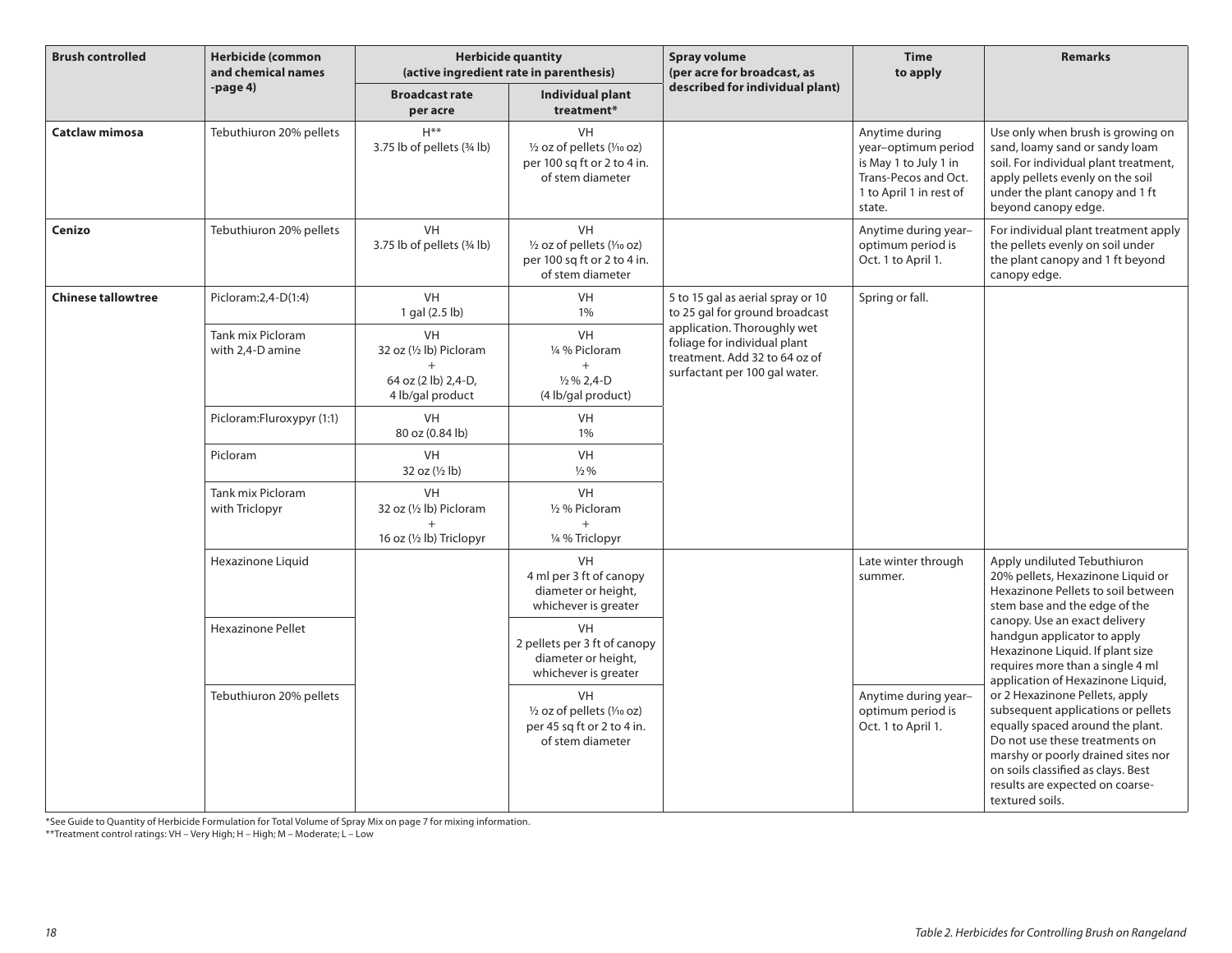| Brush controlled | Herbicide (common and chemical names -page 4) | Herbicide quantity (active ingredient rate in parenthesis) | | Spray volume (per acre for broadcast, as described for individual plant) | Time to apply | Remarks |
|---|---|---|---|---|---|---|
| | | Broadcast rate per acre | Individual plant treatment* | | | |
| **Catclaw mimosa** | Tebuthiuron 20% pellets | H** 3.75 lb of pellets (¾ lb) | VH ½ oz of pellets (1/10 oz) per 100 sq ft or 2 to 4 in. of stem diameter | | Anytime during year–optimum period is May 1 to July 1 in Trans-Pecos and Oct. 1 to April 1 in rest of state. | Use only when brush is growing on sand, loamy sand or sandy loam soil. For individual plant treatment, apply pellets evenly on the soil under the plant canopy and 1 ft beyond canopy edge. |
| **Cenizo** | Tebuthiuron 20% pellets | VH 3.75 lb of pellets (¾ lb) | VH ½ oz of pellets (1/10 oz) per 100 sq ft or 2 to 4 in. of stem diameter | | Anytime during year–optimum period is Oct. 1 to April 1. | For individual plant treatment apply the pellets evenly on soil under the plant canopy and 1 ft beyond canopy edge. |
| **Chinese tallowtree** | Picloram:2,4-D(1:4) | VH 1 gal (2.5 lb) | VH 1% | 5 to 15 gal as aerial spray or 10 to 25 gal for ground broadcast application. Thoroughly wet foliage for individual plant treatment. Add 32 to 64 oz of surfactant per 100 gal water. | Spring or fall. | |
| | Tank mix Picloram with 2,4-D amine | VH 32 oz (½ lb) Picloram + 64 oz (2 lb) 2,4-D, 4 lb/gal product | VH ¼ % Picloram + ½ % 2,4-D (4 lb/gal product) | | | |
| | Picloram:Fluroxypyr (1:1) | VH 80 oz (0.84 lb) | VH 1% | | | |
| | Picloram | VH 32 oz (½ lb) | VH ½ % | | | |
| | Tank mix Picloram with Triclopyr | VH 32 oz (½ lb) Picloram + 16 oz (½ lb) Triclopyr | VH ½ % Picloram + ¼ % Triclopyr | | | |
| | Hexazinone Liquid | | VH 4 ml per 3 ft of canopy diameter or height, whichever is greater | | Late winter through summer. | Apply undiluted Tebuthiuron 20% pellets, Hexazinone Liquid or Hexazinone Pellets to soil between stem base and the edge of the canopy. Use an exact delivery handgun applicator to apply Hexazinone Liquid. If plant size requires more than a single 4 ml application of Hexazinone Liquid, or 2 Hexazinone Pellets, apply subsequent applications or pellets equally spaced around the plant. Do not use these treatments on marshy or poorly drained sites nor on soils classified as clays. Best results are expected on coarse-textured soils. |
| | Hexazinone Pellet | | VH 2 pellets per 3 ft of canopy diameter or height, whichever is greater | | | |
| | Tebuthiuron 20% pellets | | VH ½ oz of pellets (1/10 oz) per 45 sq ft or 2 to 4 in. of stem diameter | | Anytime during year–optimum period is Oct. 1 to April 1. | |

*See Guide to Quantity of Herbicide Formulation for Total Volume of Spray Mix on page 7 for mixing information.

**Treatment control ratings: VH – Very High; H – High; M – Moderate; L – Low

*Table 2. Herbicides for Controlling Brush on Rangeland*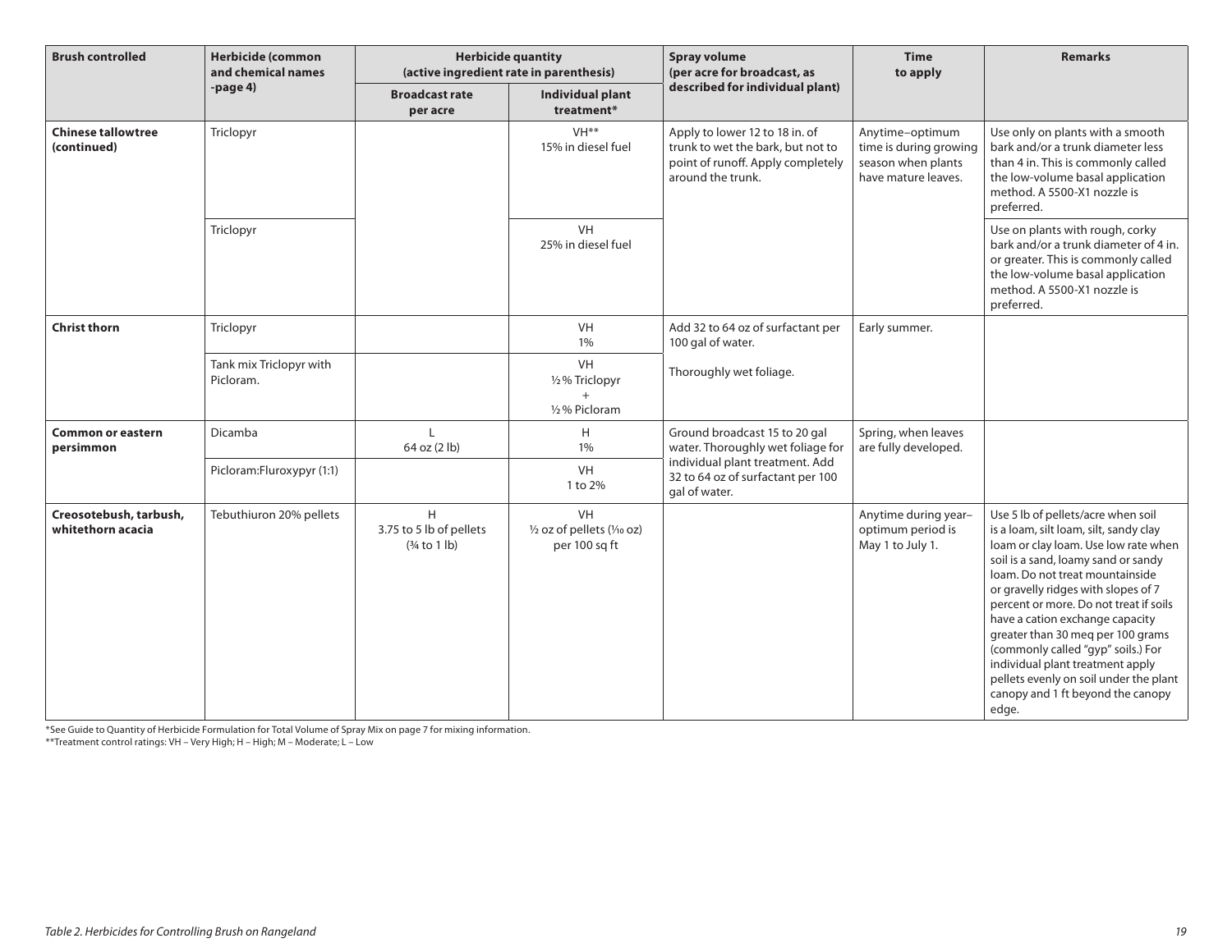| Brush controlled | Herbicide (common and chemical names -page 4) | Herbicide quantity (active ingredient rate in parenthesis) | | Spray volume (per acre for broadcast, as described for individual plant) | Time to apply | Remarks |
|---|---|---|---|---|---|---|
| | | Broadcast rate per acre | Individual plant treatment* | | | |
| **Chinese tallowtree (continued)** | Triclopyr | | VH** 15% in diesel fuel | Apply to lower 12 to 18 in. of trunk to wet the bark, but not to point of runoff. Apply completely around the trunk. | Anytime–optimum time is during growing season when plants have mature leaves. | Use only on plants with a smooth bark and/or a trunk diameter less than 4 in. This is commonly called the low-volume basal application method. A 5500-X1 nozzle is preferred. |
| | Triclopyr | | VH 25% in diesel fuel | | | Use on plants with rough, corky bark and/or a trunk diameter of 4 in. or greater. This is commonly called the low-volume basal application method. A 5500-X1 nozzle is preferred. |
| **Christ thorn** | Triclopyr | | VH 1% | Add 32 to 64 oz of surfactant per 100 gal of water. | Early summer. | |
| | Tank mix Triclopyr with Picloram. | | VH ½% Triclopyr + ½% Picloram | Thoroughly wet foliage. | | |
| **Common or eastern persimmon** | Dicamba | L 64 oz (2 lb) | H 1% | Ground broadcast 15 to 20 gal water. Thoroughly wet foliage for individual plant treatment. Add 32 to 64 oz of surfactant per 100 gal of water. | Spring, when leaves are fully developed. | |
| | Picloram:Fluroxypyr (1:1) | | VH 1 to 2% | | | |
| **Creosotebush, tarbush, whitethorn acacia** | Tebuthiuron 20% pellets | H 3.75 to 5 lb of pellets (¾ to 1 lb) | VH ½ oz of pellets (1/10 oz) per 100 sq ft | | Anytime during year–optimum period is May 1 to July 1. | Use 5 lb of pellets/acre when soil is a loam, silt loam, silt, sandy clay loam or clay loam. Use low rate when soil is a sand, loamy sand or sandy loam. Do not treat mountainside or gravelly ridges with slopes of 7 percent or more. Do not treat if soils have a cation exchange capacity greater than 30 meq per 100 grams (commonly called "gyp" soils.) For individual plant treatment apply pellets evenly on soil under the plant canopy and 1 ft beyond the canopy edge. |

*See Guide to Quantity of Herbicide Formulation for Total Volume of Spray Mix on page 7 for mixing information.
**Treatment control ratings: VH – Very High; H – High; M – Moderate; L – Low

*Table 2. Herbicides for Controlling Brush on Rangeland*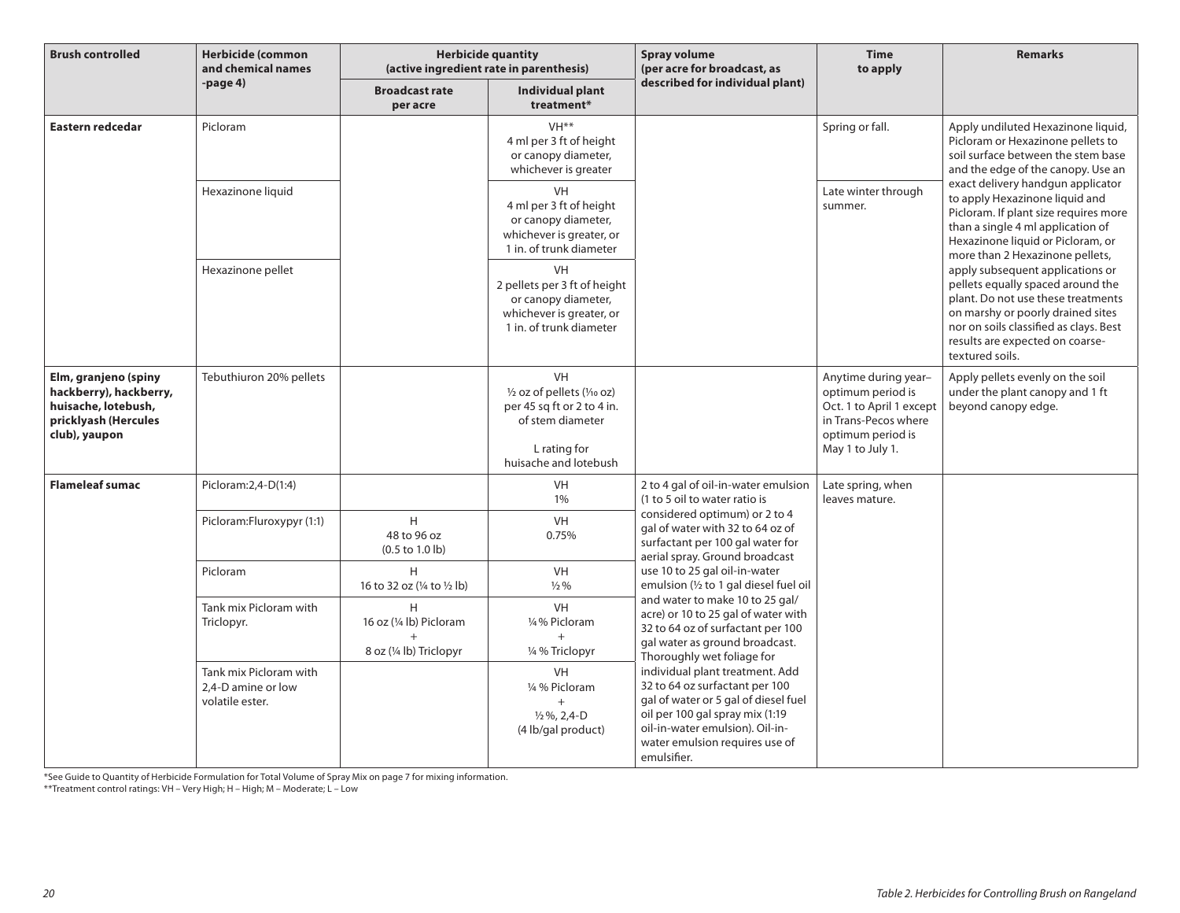| Brush controlled | Herbicide (common and chemical names -page 4) | Herbicide quantity (active ingredient rate in parenthesis) | | Spray volume (per acre for broadcast, as described for individual plant) | Time to apply | Remarks |
|---|---|---|---|---|---|---|
| | | Broadcast rate per acre | Individual plant treatment* | | | |
| **Eastern redcedar** | Picloram | | VH** 4 ml per 3 ft of height or canopy diameter, whichever is greater | | Spring or fall. | Apply undiluted Hexazinone liquid, Picloram or Hexazinone pellets to soil surface between the stem base and the edge of the canopy. Use an exact delivery handgun applicator to apply Hexazinone liquid and Picloram. If plant size requires more than a single 4 ml application of Hexazinone liquid or Picloram, or more than 2 Hexazinone pellets, apply subsequent applications or pellets equally spaced around the plant. Do not use these treatments on marshy or poorly drained sites nor on soils classified as clays. Best results are expected on coarse-textured soils. |
| | Hexazinone liquid | | VH 4 ml per 3 ft of height or canopy diameter, whichever is greater, or 1 in. of trunk diameter | | Late winter through summer. | |
| | Hexazinone pellet | | VH 2 pellets per 3 ft of height or canopy diameter, whichever is greater, or 1 in. of trunk diameter | | | |
| **Elm, granjeno (spiny hackberry), hackberry, huisache, lotebush, pricklyash (Hercules club), yaupon** | Tebuthiuron 20% pellets | | VH ½ oz of pellets (1/10 oz) per 45 sq ft or 2 to 4 in. of stem diameter<br><br>L rating for huisache and lotebush | | Anytime during year–optimum period is Oct. 1 to April 1 except in Trans-Pecos where optimum period is May 1 to July 1. | Apply pellets evenly on the soil under the plant canopy and 1 ft beyond canopy edge. |
| **Flameleaf sumac** | Picloram:2,4-D(1:4) | | VH 1% | 2 to 4 gal of oil-in-water emulsion (1 to 5 oil to water ratio is considered optimum) or 2 to 4 gal of water with 32 to 64 oz of surfactant per 100 gal water for aerial spray. Ground broadcast use 10 to 25 gal oil-in-water emulsion (½ to 1 gal diesel fuel oil and water to make 10 to 25 gal/acre) or 10 to 25 gal of water with 32 to 64 oz of surfactant per 100 gal water as ground broadcast. Thoroughly wet foliage for individual plant treatment. Add 32 to 64 oz surfactant per 100 gal of water or 5 gal of diesel fuel oil per 100 gal spray mix (1:19 oil-in-water emulsion). Oil-in-water emulsion requires use of emulsifier. | Late spring, when leaves mature. | |
| | Picloram:Fluroxypyr (1:1) | H 48 to 96 oz (0.5 to 1.0 lb) | VH 0.75% | | | |
| | Picloram | H 16 to 32 oz (¼ to ½ lb) | VH ½ % | | | |
| | Tank mix Picloram with Triclopyr. | H 16 oz (¼ lb) Picloram + 8 oz (¼ lb) Triclopyr | VH ¼ % Picloram + ¼ % Triclopyr | | | |
| | Tank mix Picloram with 2,4-D amine or low volatile ester. | | VH ¼ % Picloram + ½ %, 2,4-D (4 lb/gal product) | | | |

*See Guide to Quantity of Herbicide Formulation for Total Volume of Spray Mix on page 7 for mixing information.

**Treatment control ratings: VH – Very High; H – High; M – Moderate; L – Low

*Table 2. Herbicides for Controlling Brush on Rangeland*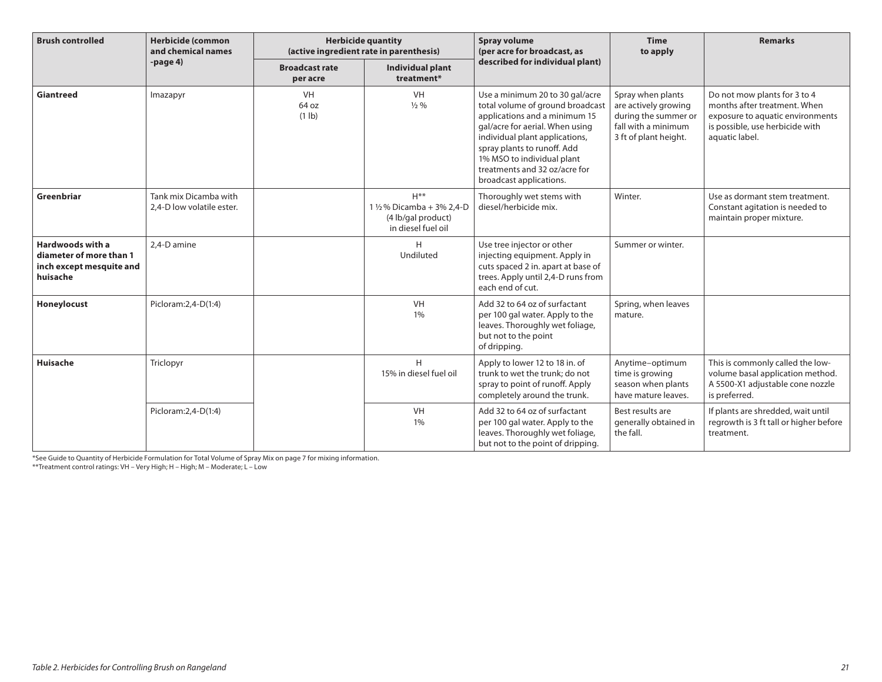| Brush controlled | Herbicide (common and chemical names -page 4) | Herbicide quantity (active ingredient rate in parenthesis) | | Spray volume (per acre for broadcast, as described for individual plant) | Time to apply | Remarks |
|---|---|---|---|---|---|---|
| | | Broadcast rate per acre | Individual plant treatment* | | | |
| **Giantreed** | Imazapyr | VH 64 oz (1 lb) | VH ½ % | Use a minimum 20 to 30 gal/acre total volume of ground broadcast applications and a minimum 15 gal/acre for aerial. When using individual plant applications, spray plants to runoff. Add 1% MSO to individual plant treatments and 32 oz/acre for broadcast applications. | Spray when plants are actively growing during the summer or fall with a minimum 3 ft of plant height. | Do not mow plants for 3 to 4 months after treatment. When exposure to aquatic environments is possible, use herbicide with aquatic label. |
| **Greenbriar** | Tank mix Dicamba with 2,4-D low volatile ester. | | H** 1 ½ % Dicamba + 3% 2,4-D (4 lb/gal product) in diesel fuel oil | Thoroughly wet stems with diesel/herbicide mix. | Winter. | Use as dormant stem treatment. Constant agitation is needed to maintain proper mixture. |
| **Hardwoods with a diameter of more than 1 inch except mesquite and huisache** | 2,4-D amine | | H Undiluted | Use tree injector or other injecting equipment. Apply in cuts spaced 2 in. apart at base of trees. Apply until 2,4-D runs from each end of cut. | Summer or winter. | |
| **Honeylocust** | Picloram:2,4-D(1:4) | | VH 1% | Add 32 to 64 oz of surfactant per 100 gal water. Apply to the leaves. Thoroughly wet foliage, but not to the point of dripping. | Spring, when leaves mature. | |
| **Huisache** | Triclopyr | | H 15% in diesel fuel oil | Apply to lower 12 to 18 in. of trunk to wet the trunk; do not spray to point of runoff. Apply completely around the trunk. | Anytime–optimum time is growing season when plants have mature leaves. | This is commonly called the low-volume basal application method. A 5500-X1 adjustable cone nozzle is preferred. |
| | Picloram:2,4-D(1:4) | | VH 1% | Add 32 to 64 oz of surfactant per 100 gal water. Apply to the leaves. Thoroughly wet foliage, but not to the point of dripping. | Best results are generally obtained in the fall. | If plants are shredded, wait until regrowth is 3 ft tall or higher before treatment. |

*See Guide to Quantity of Herbicide Formulation for Total Volume of Spray Mix on page 7 for mixing information.

**Treatment control ratings: VH – Very High; H – High; M – Moderate; L – Low

*Table 2. Herbicides for Controlling Brush on Rangeland*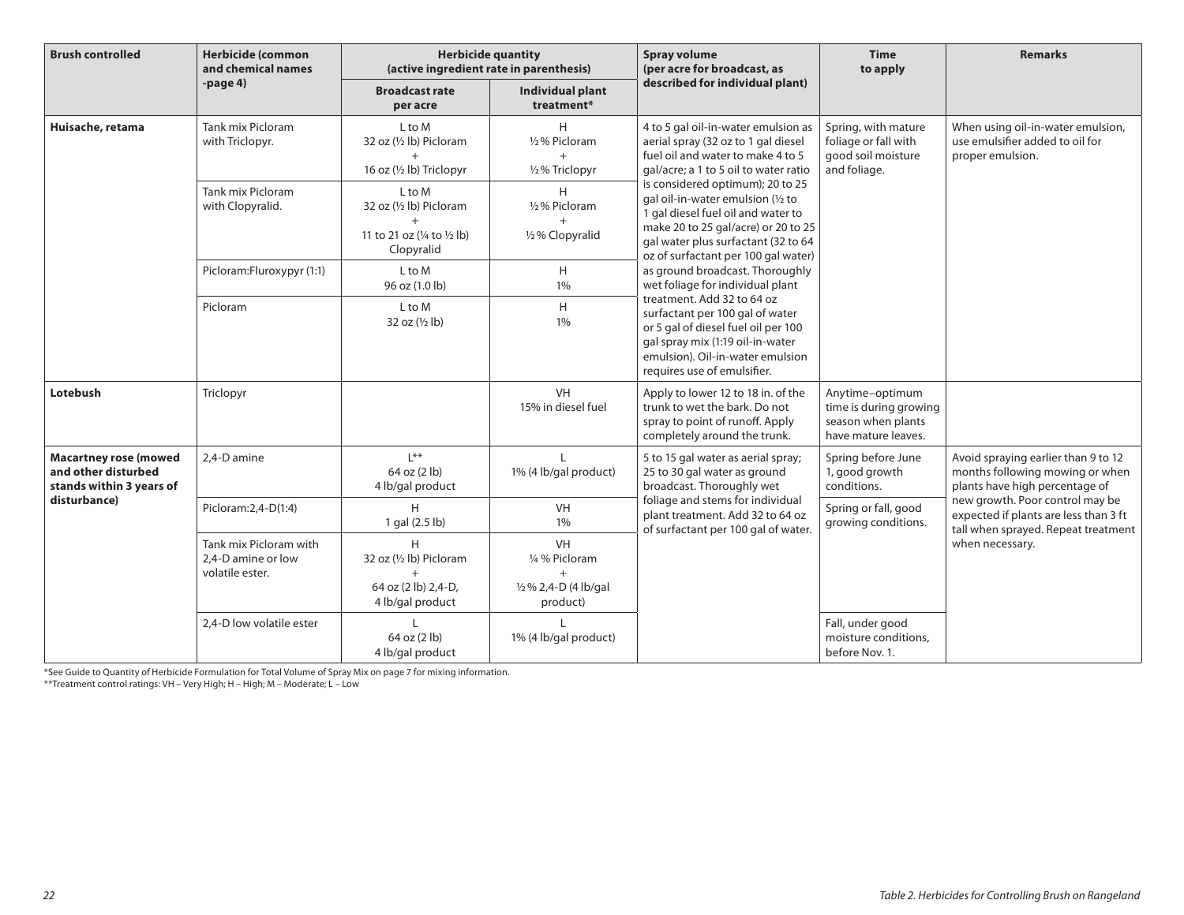| Brush controlled | Herbicide (common and chemical names -page 4) | Herbicide quantity (active ingredient rate in parenthesis) | | Spray volume (per acre for broadcast, as described for individual plant) | Time to apply | Remarks |
|---|---|---|---|---|---|---|
| | | Broadcast rate per acre | Individual plant treatment* | | | |
| **Huisache, retama** | Tank mix Picloram with Triclopyr. | L to M 32 oz (½ lb) Picloram + 16 oz (½ lb) Triclopyr | H ½% Picloram + ½% Triclopyr | 4 to 5 gal oil-in-water emulsion as aerial spray (32 oz to 1 gal diesel fuel oil and water to make 4 to 5 gal/acre; a 1 to 5 oil to water ratio is considered optimum); 20 to 25 gal oil-in-water emulsion (½ to 1 gal diesel fuel oil and water to make 20 to 25 gal/acre) or 20 to 25 gal water plus surfactant (32 to 64 oz of surfactant per 100 gal water) as ground broadcast. Thoroughly wet foliage for individual plant treatment. Add 32 to 64 oz surfactant per 100 gal of water or 5 gal of diesel fuel oil per 100 gal spray mix (1:19 oil-in-water emulsion). Oil-in-water emulsion requires use of emulsifier. | Spring, with mature foliage or fall with good soil moisture and foliage. | When using oil-in-water emulsion, use emulsifier added to oil for proper emulsion. |
| | Tank mix Picloram with Clopyralid. | L to M 32 oz (½ lb) Picloram + 11 to 21 oz (¼ to ½ lb) Clopyralid | H ½% Picloram + ½% Clopyralid | | | |
| | Picloram:Fluroxypyr (1:1) | L to M 96 oz (1.0 lb) | H 1% | | | |
| | Picloram | L to M 32 oz (½ lb) | H 1% | | | |
| **Lotebush** | Triclopyr | | VH 15% in diesel fuel | Apply to lower 12 to 18 in. of the trunk to wet the bark. Do not spray to point of runoff. Apply completely around the trunk. | Anytime–optimum time is during growing season when plants have mature leaves. | |
| **Macartney rose (mowed and other disturbed stands within 3 years of disturbance)** | 2,4-D amine | L** 64 oz (2 lb) 4 lb/gal product | L 1% (4 lb/gal product) | 5 to 15 gal water as aerial spray; 25 to 30 gal water as ground broadcast. Thoroughly wet foliage and stems for individual plant treatment. Add 32 to 64 oz of surfactant per 100 gal of water. | Spring before June 1, good growth conditions. | Avoid spraying earlier than 9 to 12 months following mowing or when plants have high percentage of new growth. Poor control may be expected if plants are less than 3 ft tall when sprayed. Repeat treatment when necessary. |
| | Picloram:2,4-D(1:4) | H 1 gal (2.5 lb) | VH 1% | | Spring or fall, good growing conditions. | |
| | Tank mix Picloram with 2,4-D amine or low volatile ester. | H 32 oz (½ lb) Picloram + 64 oz (2 lb) 2,4-D, 4 lb/gal product | VH ¼ % Picloram + ½% 2,4-D (4 lb/gal product) | | | |
| | 2,4-D low volatile ester | L 64 oz (2 lb) 4 lb/gal product | L 1% (4 lb/gal product) | | Fall, under good moisture conditions, before Nov. 1. | |

*See Guide to Quantity of Herbicide Formulation for Total Volume of Spray Mix on page 7 for mixing information.
**Treatment control ratings: VH – Very High; H – High; M – Moderate; L – Low

*Table 2. Herbicides for Controlling Brush on Rangeland*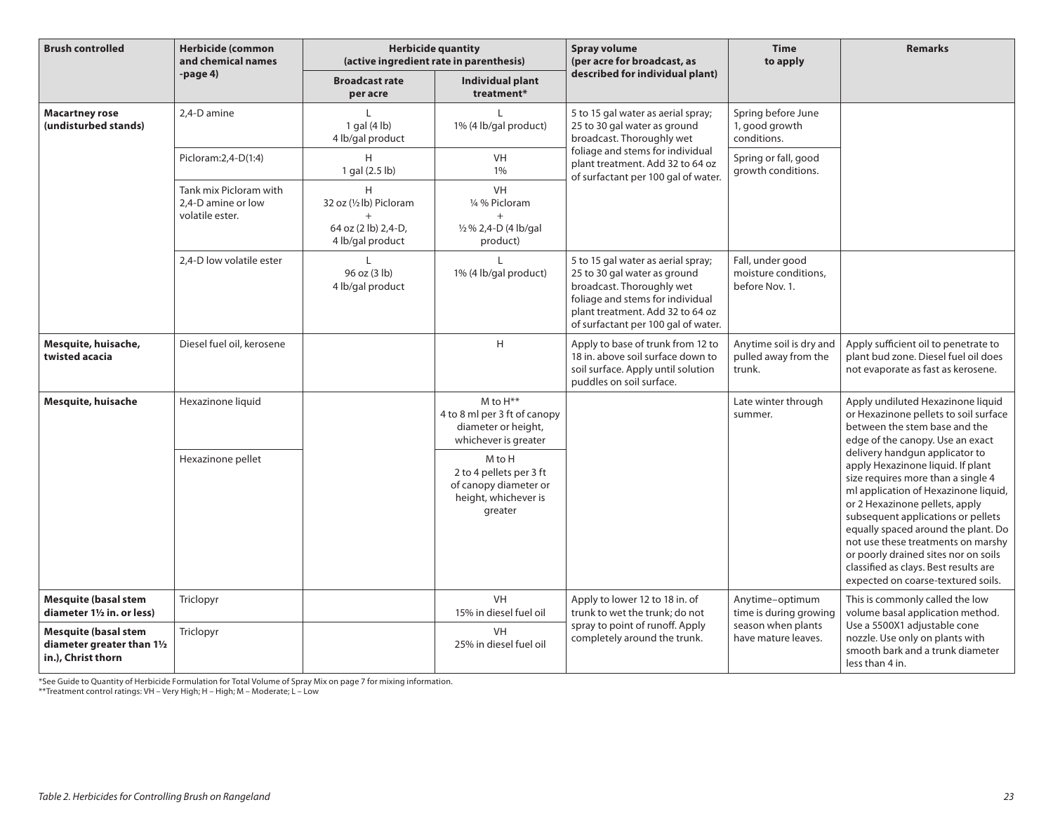| Brush controlled | Herbicide (common and chemical names -page 4) | Herbicide quantity (active ingredient rate in parenthesis) | | Spray volume (per acre for broadcast, as described for individual plant) | Time to apply | Remarks |
|---|---|---|---|---|---|---|
| | | Broadcast rate per acre | Individual plant treatment* | | | |
| **Macartney rose (undisturbed stands)** | 2,4-D amine | L<br>1 gal (4 lb)<br>4 lb/gal product | L<br>1% (4 lb/gal product) | 5 to 15 gal water as aerial spray; 25 to 30 gal water as ground broadcast. Thoroughly wet foliage and stems for individual plant treatment. Add 32 to 64 oz of surfactant per 100 gal of water. | Spring before June 1, good growth conditions. | |
| | Picloram:2,4-D(1:4) | H<br>1 gal (2.5 lb) | VH<br>1% | | Spring or fall, good growth conditions. | |
| | Tank mix Picloram with 2,4-D amine or low volatile ester. | H<br>32 oz (½ lb) Picloram<br>+<br>64 oz (2 lb) 2,4-D, 4 lb/gal product | VH<br>¼ % Picloram<br>+<br>½ % 2,4-D (4 lb/gal product) | | | |
| | 2,4-D low volatile ester | L<br>96 oz (3 lb)<br>4 lb/gal product | L<br>1% (4 lb/gal product) | 5 to 15 gal water as aerial spray; 25 to 30 gal water as ground broadcast. Thoroughly wet foliage and stems for individual plant treatment. Add 32 to 64 oz of surfactant per 100 gal of water. | Fall, under good moisture conditions, before Nov. 1. | |
| **Mesquite, huisache, twisted acacia** | Diesel fuel oil, kerosene | | H | Apply to base of trunk from 12 to 18 in. above soil surface down to soil surface. Apply until solution puddles on soil surface. | Anytime soil is dry and pulled away from the trunk. | Apply sufficient oil to penetrate to plant bud zone. Diesel fuel oil does not evaporate as fast as kerosene. |
| **Mesquite, huisache** | Hexazinone liquid | | M to H**<br>4 to 8 ml per 3 ft of canopy diameter or height, whichever is greater | | Late winter through summer. | Apply undiluted Hexazinone liquid or Hexazinone pellets to soil surface between the stem base and the edge of the canopy. Use an exact delivery handgun applicator to apply Hexazinone liquid. If plant size requires more than a single 4 ml application of Hexazinone liquid, or 2 Hexazinone pellets, apply subsequent applications or pellets equally spaced around the plant. Do not use these treatments on marshy or poorly drained sites nor on soils classified as clays. Best results are expected on coarse-textured soils. |
| | Hexazinone pellet | | M to H<br>2 to 4 pellets per 3 ft of canopy diameter or height, whichever is greater | | | |
| **Mesquite (basal stem diameter 1½ in. or less)** | Triclopyr | | VH<br>15% in diesel fuel oil | Apply to lower 12 to 18 in. of trunk to wet the trunk; do not spray to point of runoff. Apply completely around the trunk. | Anytime–optimum time is during growing season when plants have mature leaves. | This is commonly called the low volume basal application method. Use a 5500X1 adjustable cone nozzle. Use only on plants with smooth bark and a trunk diameter less than 4 in. |
| **Mesquite (basal stem diameter greater than 1½ in.), Christ thorn** | Triclopyr | | VH<br>25% in diesel fuel oil | | | |

*See Guide to Quantity of Herbicide Formulation for Total Volume of Spray Mix on page 7 for mixing information.
**Treatment control ratings: VH – Very High; H – High; M – Moderate; L – Low

*Table 2. Herbicides for Controlling Brush on Rangeland*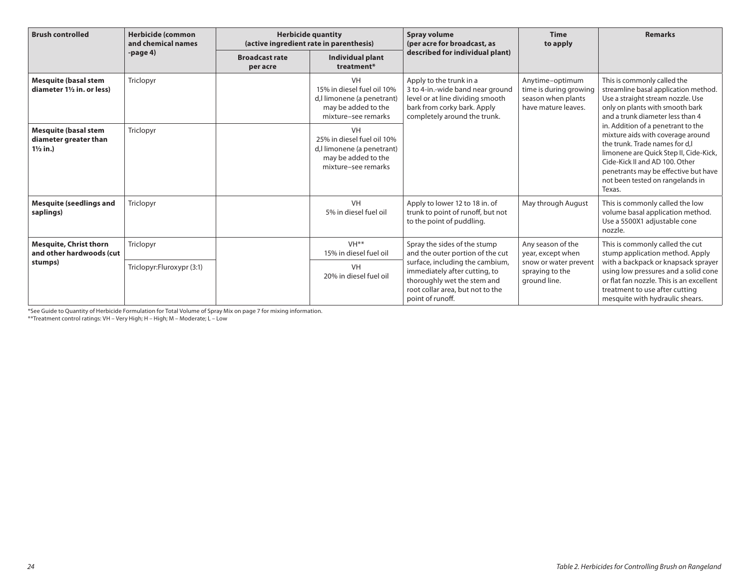| Brush controlled | Herbicide (common and chemical names -page 4) | Herbicide quantity (active ingredient rate in parenthesis) | | Spray volume (per acre for broadcast, as described for individual plant) | Time to apply | Remarks |
|---|---|---|---|---|---|---|
| | | Broadcast rate per acre | Individual plant treatment* | | | |
| **Mesquite (basal stem diameter 1½ in. or less)** | Triclopyr | | VH 15% in diesel fuel oil 10% d,l limonene (a penetrant) may be added to the mixture–see remarks | Apply to the trunk in a 3 to 4-in.-wide band near ground level or at line dividing smooth bark from corky bark. Apply completely around the trunk. | Anytime–optimum time is during growing season when plants have mature leaves. | This is commonly called the streamline basal application method. Use a straight stream nozzle. Use only on plants with smooth bark and a trunk diameter less than 4 in. Addition of a penetrant to the mixture aids with coverage around the trunk. Trade names for d,l limonene are Quick Step II, Cide-Kick, Cide-Kick II and AD 100. Other penetrants may be effective but have not been tested on rangelands in Texas. |
| **Mesquite (basal stem diameter greater than 1½ in.)** | Triclopyr | | VH 25% in diesel fuel oil 10% d,l limonene (a penetrant) may be added to the mixture–see remarks | | | |
| **Mesquite (seedlings and saplings)** | Triclopyr | | VH 5% in diesel fuel oil | Apply to lower 12 to 18 in. of trunk to point of runoff, but not to the point of puddling. | May through August | This is commonly called the low volume basal application method. Use a 5500X1 adjustable cone nozzle. |
| **Mesquite, Christ thorn and other hardwoods (cut stumps)** | Triclopyr | | VH** 15% in diesel fuel oil | Spray the sides of the stump and the outer portion of the cut surface, including the cambium, immediately after cutting, to thoroughly wet the stem and root collar area, but not to the point of runoff. | Any season of the year, except when snow or water prevent spraying to the ground line. | This is commonly called the cut stump application method. Apply with a backpack or knapsack sprayer using low pressures and a solid cone or flat fan nozzle. This is an excellent treatment to use after cutting mesquite with hydraulic shears. |
| | Triclopyr:Fluroxypr (3:1) | | VH 20% in diesel fuel oil | | | |

*See Guide to Quantity of Herbicide Formulation for Total Volume of Spray Mix on page 7 for mixing information.

**Treatment control ratings: VH – Very High; H – High; M – Moderate; L – Low

*Table 2. Herbicides for Controlling Brush on Rangeland*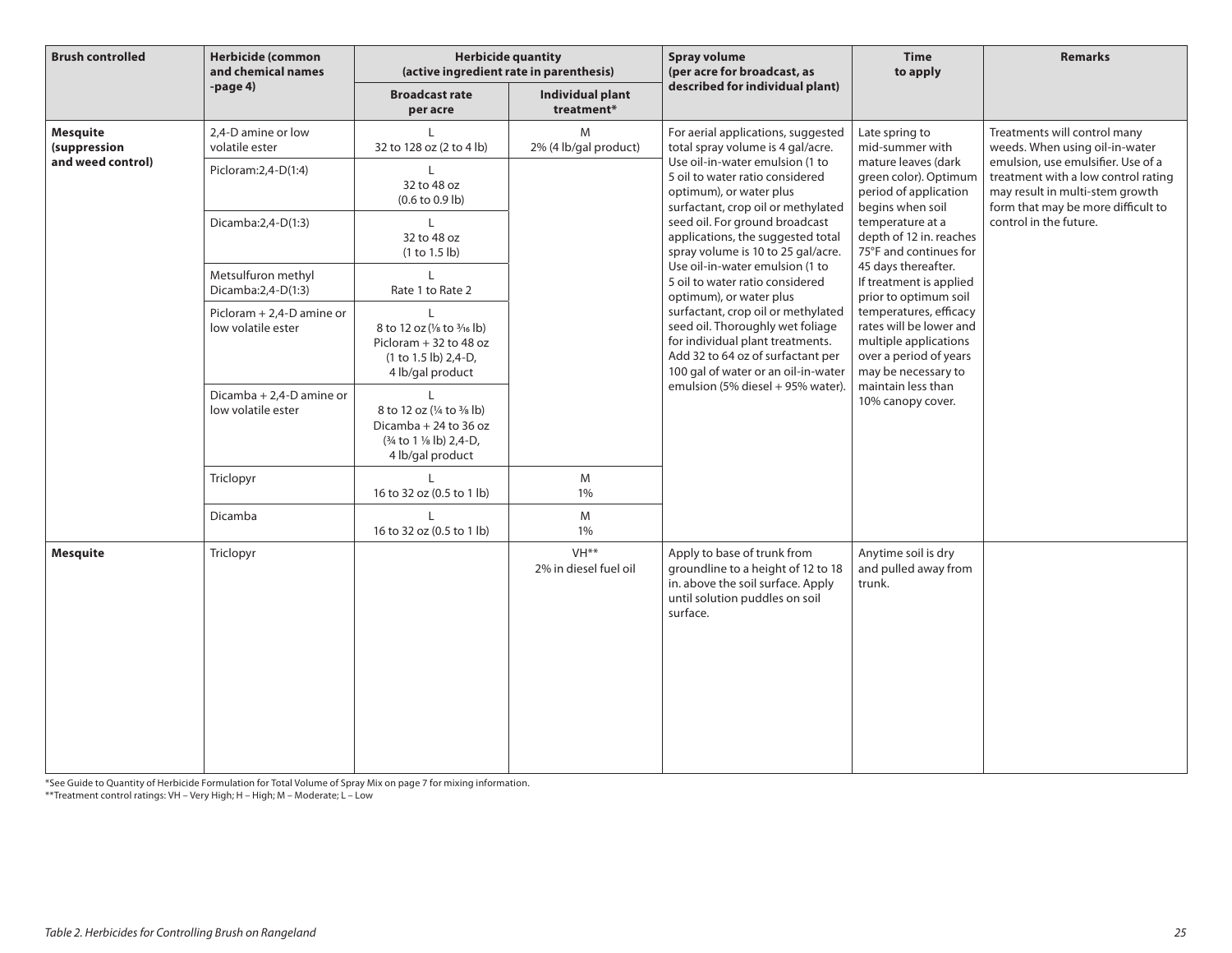| Brush controlled | Herbicide (common and chemical names -page 4) | Herbicide quantity (active ingredient rate in parenthesis) | | Spray volume (per acre for broadcast, as described for individual plant) | Time to apply | Remarks |
|---|---|---|---|---|---|---|
| | | Broadcast rate per acre | Individual plant treatment* | | | |
| **Mesquite (suppression and weed control)** | 2,4-D amine or low volatile ester | L<br>32 to 128 oz (2 to 4 lb) | M<br>2% (4 lb/gal product) | For aerial applications, suggested total spray volume is 4 gal/acre. Use oil-in-water emulsion (1 to 5 oil to water ratio considered optimum), or water plus surfactant, crop oil or methylated seed oil. For ground broadcast applications, the suggested total spray volume is 10 to 25 gal/acre. Use oil-in-water emulsion (1 to 5 oil to water ratio considered optimum), or water plus surfactant, crop oil or methylated seed oil. Thoroughly wet foliage for individual plant treatments. Add 32 to 64 oz of surfactant per 100 gal of water or an oil-in-water emulsion (5% diesel + 95% water). | Late spring to mid-summer with mature leaves (dark green color). Optimum period of application begins when soil temperature at a depth of 12 in. reaches 75°F and continues for 45 days thereafter. If treatment is applied prior to optimum soil temperatures, efficacy rates will be lower and multiple applications over a period of years may be necessary to maintain less than 10% canopy cover. | Treatments will control many weeds. When using oil-in-water emulsion, use emulsifier. Use of a treatment with a low control rating may result in multi-stem growth form that may be more difficult to control in the future. |
| | Picloram:2,4-D(1:4) | L<br>32 to 48 oz<br>(0.6 to 0.9 lb) | | | | |
| | Dicamba:2,4-D(1:3) | L<br>32 to 48 oz<br>(1 to 1.5 lb) | | | | |
| | Metsulfuron methyl Dicamba:2,4-D(1:3) | L<br>Rate 1 to Rate 2 | | | | |
| | Picloram + 2,4-D amine or low volatile ester | L<br>8 to 12 oz (1/8 to 3/16 lb) Picloram + 32 to 48 oz (1 to 1.5 lb) 2,4-D, 4 lb/gal product | | | | |
| | Dicamba + 2,4-D amine or low volatile ester | L<br>8 to 12 oz (1/4 to 3/8 lb) Dicamba + 24 to 36 oz (3/4 to 1 1/8 lb) 2,4-D, 4 lb/gal product | | | | |
| | Triclopyr | L<br>16 to 32 oz (0.5 to 1 lb) | M<br>1% | | | |
| | Dicamba | L<br>16 to 32 oz (0.5 to 1 lb) | M<br>1% | | | |
| **Mesquite** | Triclopyr | | VH**<br>2% in diesel fuel oil | Apply to base of trunk from groundline to a height of 12 to 18 in. above the soil surface. Apply until solution puddles on soil surface. | Anytime soil is dry and pulled away from trunk. | |

*See Guide to Quantity of Herbicide Formulation for Total Volume of Spray Mix on page 7 for mixing information.
**Treatment control ratings: VH – Very High; H – High; M – Moderate; L – Low

*Table 2. Herbicides for Controlling Brush on Rangeland*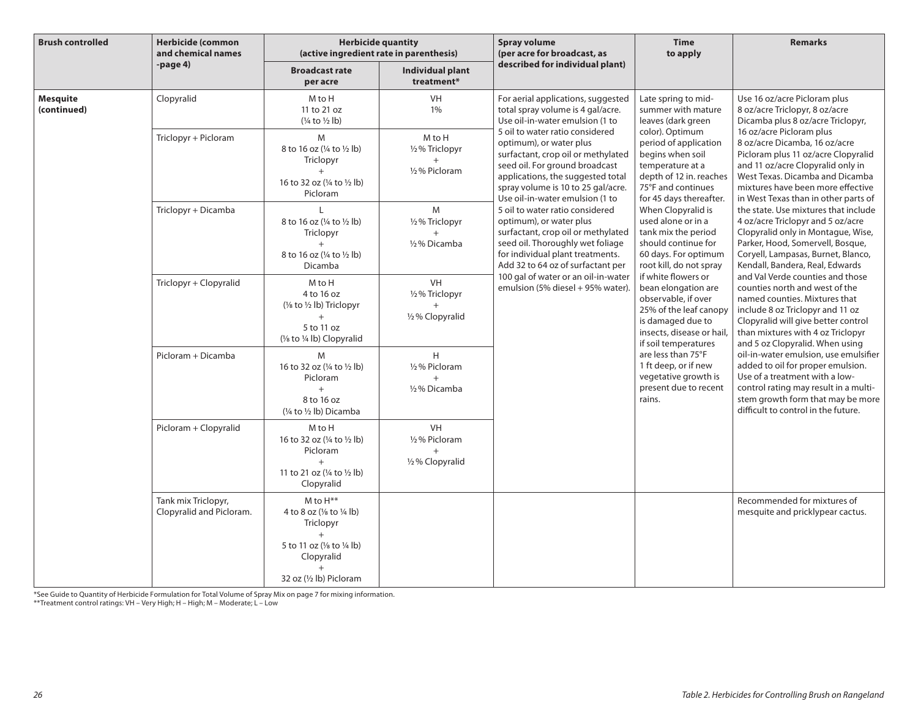| Brush controlled | Herbicide (common and chemical names -page 4) | Herbicide quantity (active ingredient rate in parenthesis) | | Spray volume (per acre for broadcast, as described for individual plant) | Time to apply | Remarks |
|---|---|---|---|---|---|---|
| | | Broadcast rate per acre | Individual plant treatment* | | | |
| **Mesquite (continued)** | Clopyralid | M to H<br>11 to 21 oz<br>(¼ to ½ lb) | VH<br>1% | For aerial applications, suggested total spray volume is 4 gal/acre. Use oil-in-water emulsion (1 to 5 oil to water ratio considered optimum), or water plus surfactant, crop oil or methylated seed oil. For ground broadcast applications, the suggested total spray volume is 10 to 25 gal/acre. Use oil-in-water emulsion (1 to 5 oil to water ratio considered optimum), or water plus surfactant, crop oil or methylated seed oil. Thoroughly wet foliage for individual plant treatments. Add 32 to 64 oz of surfactant per 100 gal of water or an oil-in-water emulsion (5% diesel + 95% water). | Late spring to mid-summer with mature leaves (dark green color). Optimum period of application begins when soil temperature at a depth of 12 in. reaches 75°F and continues for 45 days thereafter. When Clopyralid is used alone or in a tank mix the period should continue for 60 days. For optimum root kill, do not spray if white flowers or bean elongation are observable, if over 25% of the leaf canopy is damaged due to insects, disease or hail, if soil temperatures are less than 75°F 1 ft deep, or if new vegetative growth is present due to recent rains. | Use 16 oz/acre Picloram plus 8 oz/acre Triclopyr, 8 oz/acre Dicamba plus 8 oz/acre Triclopyr, 16 oz/acre Picloram plus 8 oz/acre Dicamba, 16 oz/acre Picloram plus 11 oz/acre Clopyralid and 11 oz/acre Clopyralid only in West Texas. Dicamba and Dicamba mixtures have been more effective in West Texas than in other parts of the state. Use mixtures that include 4 oz/acre Triclopyr and 5 oz/acre Clopyralid only in Montague, Wise, Parker, Hood, Somervell, Bosque, Coryell, Lampasas, Burnet, Blanco, Kendall, Bandera, Real, Edwards and Val Verde counties and those counties north and west of the named counties. Mixtures that include 8 oz Triclopyr and 11 oz Clopyralid will give better control than mixtures with 4 oz Triclopyr and 5 oz Clopyralid. When using oil-in-water emulsion, use emulsifier added to oil for proper emulsion. Use of a treatment with a low-control rating may result in a multi-stem growth form that may be more difficult to control in the future. |
| | Triclopyr + Picloram | M<br>8 to 16 oz (¼ to ½ lb) Triclopyr<br>+<br>16 to 32 oz (¼ to ½ lb) Picloram | M to H<br>½% Triclopyr<br>+<br>½% Picloram | | | |
| | Triclopyr + Dicamba | L<br>8 to 16 oz (¼ to ½ lb) Triclopyr<br>+<br>8 to 16 oz (¼ to ½ lb) Dicamba | M<br>½% Triclopyr<br>+<br>½% Dicamba | | | |
| | Triclopyr + Clopyralid | M to H<br>4 to 16 oz<br>(⅛ to ½ lb) Triclopyr<br>+<br>5 to 11 oz<br>(⅛ to ¼ lb) Clopyralid | VH<br>½% Triclopyr<br>+<br>½% Clopyralid | | | |
| | Picloram + Dicamba | M<br>16 to 32 oz (¼ to ½ lb) Picloram<br>+<br>8 to 16 oz<br>(¼ to ½ lb) Dicamba | H<br>½% Picloram<br>+<br>½% Dicamba | | | |
| | Picloram + Clopyralid | M to H<br>16 to 32 oz (¼ to ½ lb) Picloram<br>+<br>11 to 21 oz (¼ to ½ lb) Clopyralid | VH<br>½% Picloram<br>+<br>½% Clopyralid | | | |
| | Tank mix Triclopyr, Clopyralid and Picloram. | M to H**<br>4 to 8 oz (⅛ to ¼ lb) Triclopyr<br>+<br>5 to 11 oz (⅛ to ¼ lb) Clopyralid<br>+<br>32 oz (½ lb) Picloram | | | | Recommended for mixtures of mesquite and pricklypear cactus. |

*See Guide to Quantity of Herbicide Formulation for Total Volume of Spray Mix on page 7 for mixing information.
**Treatment control ratings: VH – Very High; H – High; M – Moderate; L – Low

*Table 2. Herbicides for Controlling Brush on Rangeland*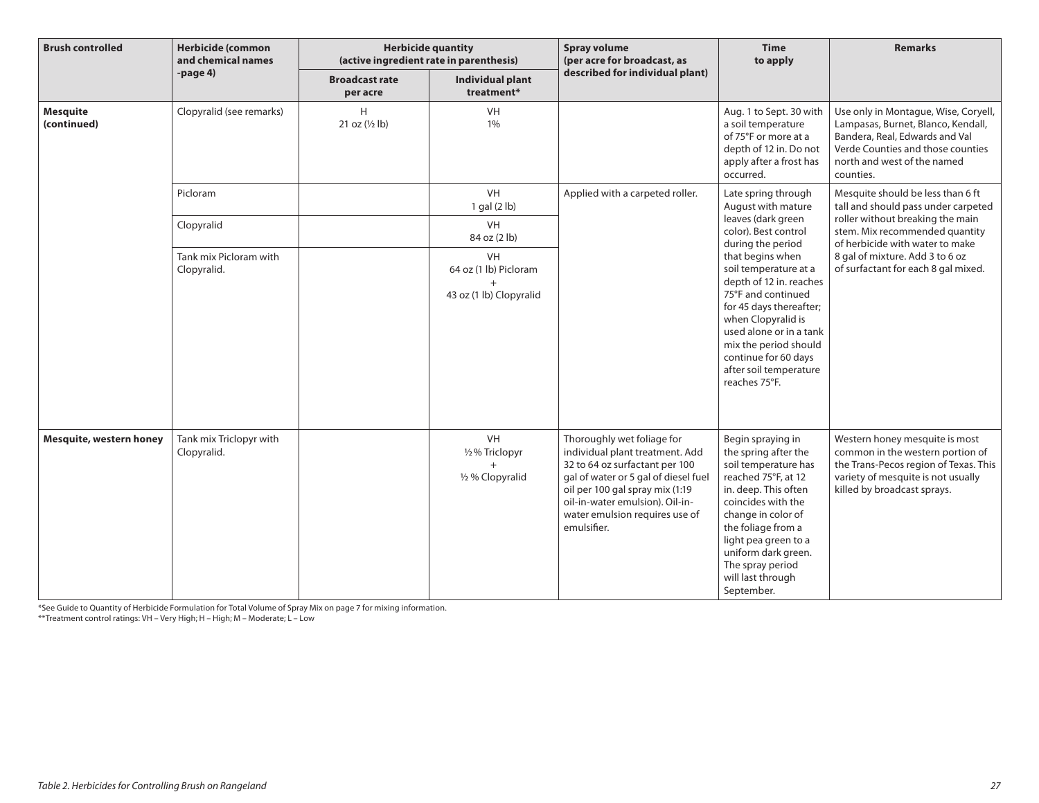| Brush controlled | Herbicide (common and chemical names -page 4) | Herbicide quantity (active ingredient rate in parenthesis) | | Spray volume (per acre for broadcast, as described for individual plant) | Time to apply | Remarks |
|---|---|---|---|---|---|---|
| | | Broadcast rate per acre | Individual plant treatment* | | | |
| **Mesquite (continued)** | Clopyralid (see remarks) | H<br>21 oz (½ lb) | VH<br>1% | | Aug. 1 to Sept. 30 with a soil temperature of 75°F or more at a depth of 12 in. Do not apply after a frost has occurred. | Use only in Montague, Wise, Coryell, Lampasas, Burnet, Blanco, Kendall, Bandera, Real, Edwards and Val Verde Counties and those counties north and west of the named counties. |
| | Picloram | | VH<br>1 gal (2 lb) | Applied with a carpeted roller. | Late spring through August with mature leaves (dark green color). Best control during the period that begins when soil temperature at a depth of 12 in. reaches 75°F and continued for 45 days thereafter; when Clopyralid is used alone or in a tank mix the period should continue for 60 days after soil temperature reaches 75°F. | Mesquite should be less than 6 ft tall and should pass under carpeted roller without breaking the main stem. Mix recommended quantity of herbicide with water to make 8 gal of mixture. Add 3 to 6 oz of surfactant for each 8 gal mixed. |
| | Clopyralid | | VH<br>84 oz (2 lb) | | | |
| | Tank mix Picloram with Clopyralid. | | VH<br>64 oz (1 lb) Picloram<br>+<br>43 oz (1 lb) Clopyralid | | | |
| **Mesquite, western honey** | Tank mix Triclopyr with Clopyralid. | | VH<br>½ % Triclopyr<br>+<br>½ % Clopyralid | Thoroughly wet foliage for individual plant treatment. Add 32 to 64 oz surfactant per 100 gal of water or 5 gal of diesel fuel oil per 100 gal spray mix (1:19 oil-in-water emulsion). Oil-in-water emulsion requires use of emulsifier. | Begin spraying in the spring after the soil temperature has reached 75°F, at 12 in. deep. This often coincides with the change in color of the foliage from a light pea green to a uniform dark green. The spray period will last through September. | Western honey mesquite is most common in the western portion of the Trans-Pecos region of Texas. This variety of mesquite is not usually killed by broadcast sprays. |

*See Guide to Quantity of Herbicide Formulation for Total Volume of Spray Mix on page 7 for mixing information.
**Treatment control ratings: VH – Very High; H – High; M – Moderate; L – Low

*Table 2. Herbicides for Controlling Brush on Rangeland*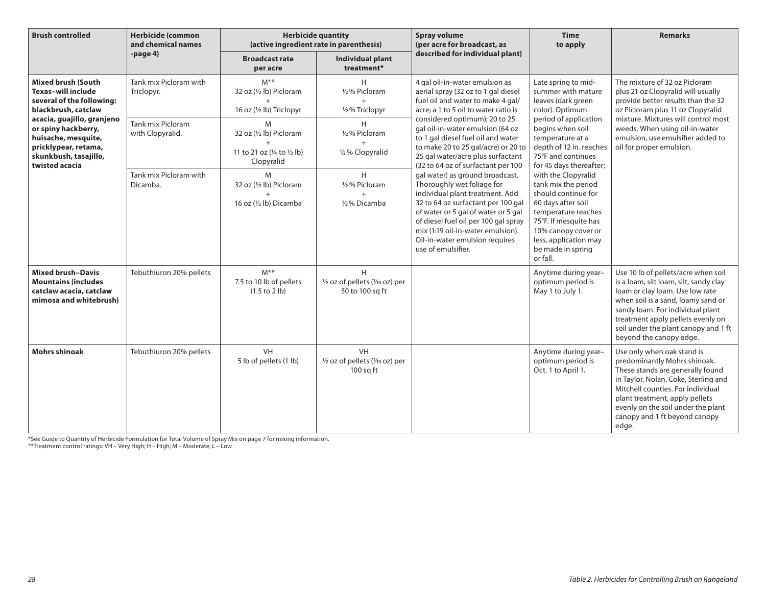| Brush controlled | Herbicide (common and chemical names -page 4) | Herbicide quantity (active ingredient rate in parenthesis) | | Spray volume (per acre for broadcast, as described for individual plant) | Time to apply | Remarks |
|---|---|---|---|---|---|---|
| | | Broadcast rate per acre | Individual plant treatment* | | | |
| **Mixed brush (South Texas–will include several of the following: blackbrush, catclaw acacia, guajillo, granjeno or spiny hackberry, huisache, mesquite, pricklypear, retama, skunkbush, tasajillo, twisted acacia** | Tank mix Picloram with Triclopyr. | M** 32 oz (½ lb) Picloram + 16 oz (½ lb) Triclopyr | H ½% Picloram + ½% Triclopyr | 4 gal oil-in-water emulsion as aerial spray (32 oz to 1 gal diesel fuel oil and water to make 4 gal/acre; a 1 to 5 oil to water ratio is considered optimum); 20 to 25 gal oil-in-water emulsion (64 oz to 1 gal diesel fuel oil and water to make 20 to 25 gal/acre) or 20 to 25 gal water/acre plus surfactant (32 to 64 oz of surfactant per 100 gal water) as ground broadcast. Thoroughly wet foliage for individual plant treatment. Add 32 to 64 oz surfactant per 100 gal of water or 5 gal of water or 5 gal of diesel fuel oil per 100 gal spray mix (1:19 oil-in-water emulsion). Oil-in-water emulsion requires use of emulsifier. | Late spring to mid-summer with mature leaves (dark green color). Optimum period of application begins when soil temperature at a depth of 12 in. reaches 75°F and continues for 45 days thereafter; with the Clopyralid tank mix the period should continue for 60 days after soil temperature reaches 75°F. If mesquite has 10% canopy cover or less, application may be made in spring or fall. | The mixture of 32 oz Picloram plus 21 oz Clopyralid will usually provide better results than the 32 oz Picloram plus 11 oz Clopyralid mixture. Mixtures will control most weeds. When using oil-in-water emulsion, use emulsifier added to oil for proper emulsion. |
| | Tank mix Picloram with Clopyralid. | M 32 oz (½ lb) Picloram + 11 to 21 oz (¼ to ½ lb) Clopyralid | H ½% Picloram + ½% Clopyralid | | | |
| | Tank mix Picloram with Dicamba. | M 32 oz (½ lb) Picloram + 16 oz (½ lb) Dicamba | H ½% Picloram + ½% Dicamba | | | |
| **Mixed brush–Davis Mountains (includes catclaw acacia, catclaw mimosa and whitebrush)** | Tebuthiuron 20% pellets | M** 7.5 to 10 lb of pellets (1.5 to 2 lb) | H ½ oz of pellets (1⁄10 oz) per 50 to 100 sq ft | | Anytime during year–optimum period is May 1 to July 1. | Use 10 lb of pellets/acre when soil is a loam, silt loam, silt, sandy clay loam or clay loam. Use low rate when soil is a sand, loamy sand or sandy loam. For individual plant treatment apply pellets evenly on soil under the plant canopy and 1 ft beyond the canopy edge. |
| **Mohrs shinoak** | Tebuthiuron 20% pellets | VH 5 lb of pellets (1 lb) | VH ½ oz of pellets (1⁄10 oz) per 100 sq ft | | Anytime during year–optimum period is Oct. 1 to April 1. | Use only when oak stand is predominantly Mohrs shinoak. These stands are generally found in Taylor, Nolan, Coke, Sterling and Mitchell counties. For individual plant treatment, apply pellets evenly on the soil under the plant canopy and 1 ft beyond canopy edge. |

*See Guide to Quantity of Herbicide Formulation for Total Volume of Spray Mix on page 7 for mixing information.

**Treatment control ratings: VH – Very High; H – High; M – Moderate; L – Low

*Table 2. Herbicides for Controlling Brush on Rangeland*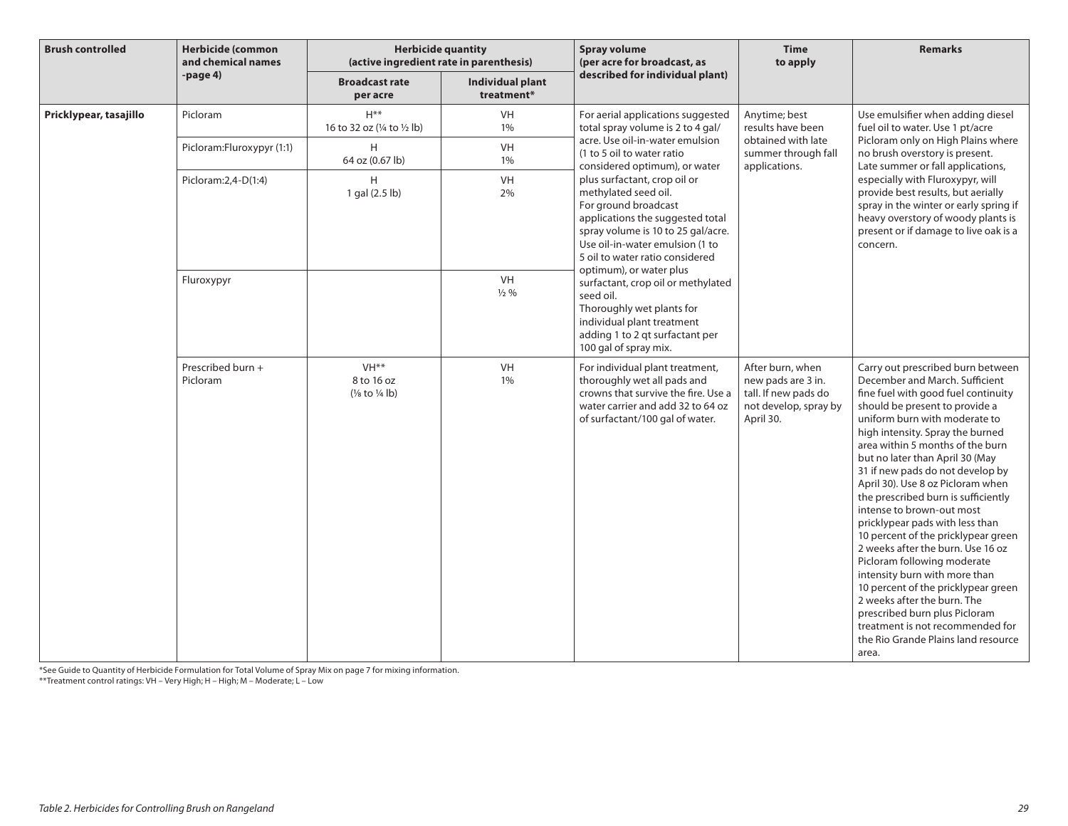| Brush controlled | Herbicide (common and chemical names -page 4) | Herbicide quantity (active ingredient rate in parenthesis) | | Spray volume (per acre for broadcast, as described for individual plant) | Time to apply | Remarks |
|---|---|---|---|---|---|---|
| | | Broadcast rate per acre | Individual plant treatment* | | | |
| **Pricklypear, tasajillo** | Picloram | H** 16 to 32 oz (¼ to ½ lb) | VH 1% | For aerial applications suggested total spray volume is 2 to 4 gal/acre. Use oil-in-water emulsion (1 to 5 oil to water ratio considered optimum), or water plus surfactant, crop oil or methylated seed oil. For ground broadcast applications the suggested total spray volume is 10 to 25 gal/acre. Use oil-in-water emulsion (1 to 5 oil to water ratio considered optimum), or water plus surfactant, crop oil or methylated seed oil. Thoroughly wet plants for individual plant treatment adding 1 to 2 qt surfactant per 100 gal of spray mix. | Anytime; best results have been obtained with late summer through fall applications. | Use emulsifier when adding diesel fuel oil to water. Use 1 pt/acre Picloram only on High Plains where no brush overstory is present. Late summer or fall applications, especially with Fluroxypyr, will provide best results, but aerially spray in the winter or early spring if heavy overstory of woody plants is present or if damage to live oak is a concern. |
| | Picloram:Fluroxypyr (1:1) | H 64 oz (0.67 lb) | VH 1% | | | |
| | Picloram:2,4-D(1:4) | H 1 gal (2.5 lb) | VH 2% | | | |
| | Fluroxypyr | | VH ½ % | | | |
| | Prescribed burn + Picloram | VH** 8 to 16 oz (⅛ to ¼ lb) | VH 1% | For individual plant treatment, thoroughly wet all pads and crowns that survive the fire. Use a water carrier and add 32 to 64 oz of surfactant/100 gal of water. | After burn, when new pads are 3 in. tall. If new pads do not develop, spray by April 30. | Carry out prescribed burn between December and March. Sufficient fine fuel with good fuel continuity should be present to provide a uniform burn with moderate to high intensity. Spray the burned area within 5 months of the burn but no later than April 30 (May 31 if new pads do not develop by April 30). Use 8 oz Picloram when the prescribed burn is sufficiently intense to brown-out most pricklypear pads with less than 10 percent of the pricklypear green 2 weeks after the burn. Use 16 oz Picloram following moderate intensity burn with more than 10 percent of the pricklypear green 2 weeks after the burn. The prescribed burn plus Picloram treatment is not recommended for the Rio Grande Plains land resource area. |

*See Guide to Quantity of Herbicide Formulation for Total Volume of Spray Mix on page 7 for mixing information.

**Treatment control ratings: VH – Very High; H – High; M – Moderate; L – Low

*Table 2. Herbicides for Controlling Brush on Rangeland*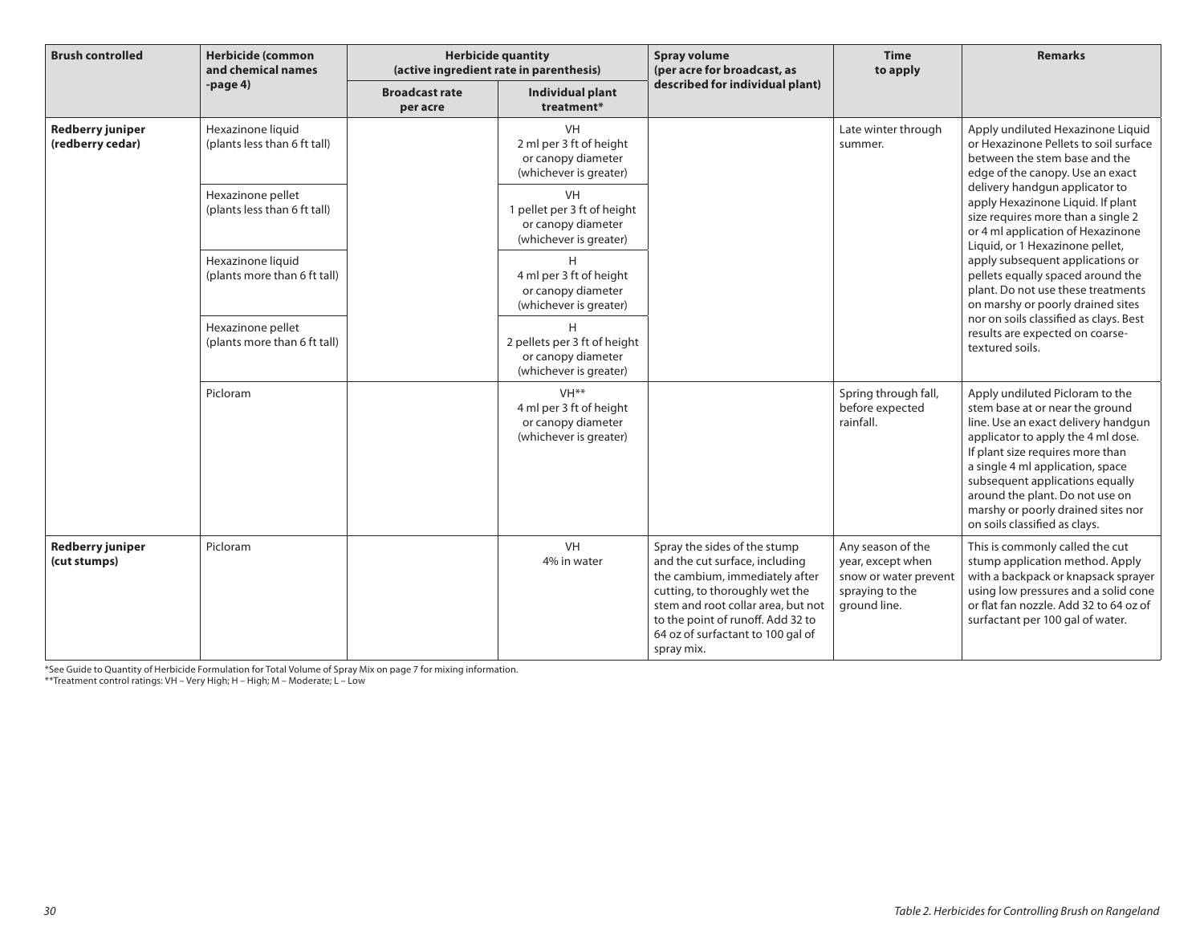| Brush controlled | Herbicide (common and chemical names -page 4) | Herbicide quantity (active ingredient rate in parenthesis) | | Spray volume (per acre for broadcast, as described for individual plant) | Time to apply | Remarks |
|---|---|---|---|---|---|---|
| | | Broadcast rate per acre | Individual plant treatment* | | | |
| **Redberry juniper (redberry cedar)** | Hexazinone liquid (plants less than 6 ft tall) | | VH 2 ml per 3 ft of height or canopy diameter (whichever is greater) | | Late winter through summer. | Apply undiluted Hexazinone Liquid or Hexazinone Pellets to soil surface between the stem base and the edge of the canopy. Use an exact delivery handgun applicator to apply Hexazinone Liquid. If plant size requires more than a single 2 or 4 ml application of Hexazinone Liquid, or 1 Hexazinone pellet, apply subsequent applications or pellets equally spaced around the plant. Do not use these treatments on marshy or poorly drained sites nor on soils classified as clays. Best results are expected on coarse-textured soils. |
| | Hexazinone pellet (plants less than 6 ft tall) | | VH 1 pellet per 3 ft of height or canopy diameter (whichever is greater) | | | |
| | Hexazinone liquid (plants more than 6 ft tall) | | H 4 ml per 3 ft of height or canopy diameter (whichever is greater) | | | |
| | Hexazinone pellet (plants more than 6 ft tall) | | H 2 pellets per 3 ft of height or canopy diameter (whichever is greater) | | | |
| | Picloram | | VH** 4 ml per 3 ft of height or canopy diameter (whichever is greater) | | Spring through fall, before expected rainfall. | Apply undiluted Picloram to the stem base at or near the ground line. Use an exact delivery handgun applicator to apply the 4 ml dose. If plant size requires more than a single 4 ml application, space subsequent applications equally around the plant. Do not use on marshy or poorly drained sites nor on soils classified as clays. |
| **Redberry juniper (cut stumps)** | Picloram | | VH 4% in water | Spray the sides of the stump and the cut surface, including the cambium, immediately after cutting, to thoroughly wet the stem and root collar area, but not to the point of runoff. Add 32 to 64 oz of surfactant to 100 gal of spray mix. | Any season of the year, except when snow or water prevent spraying to the ground line. | This is commonly called the cut stump application method. Apply with a backpack or knapsack sprayer using low pressures and a solid cone or flat fan nozzle. Add 32 to 64 oz of surfactant per 100 gal of water. |

*See Guide to Quantity of Herbicide Formulation for Total Volume of Spray Mix on page 7 for mixing information.

**Treatment control ratings: VH – Very High; H – High; M – Moderate; L – Low

*Table 2. Herbicides for Controlling Brush on Rangeland*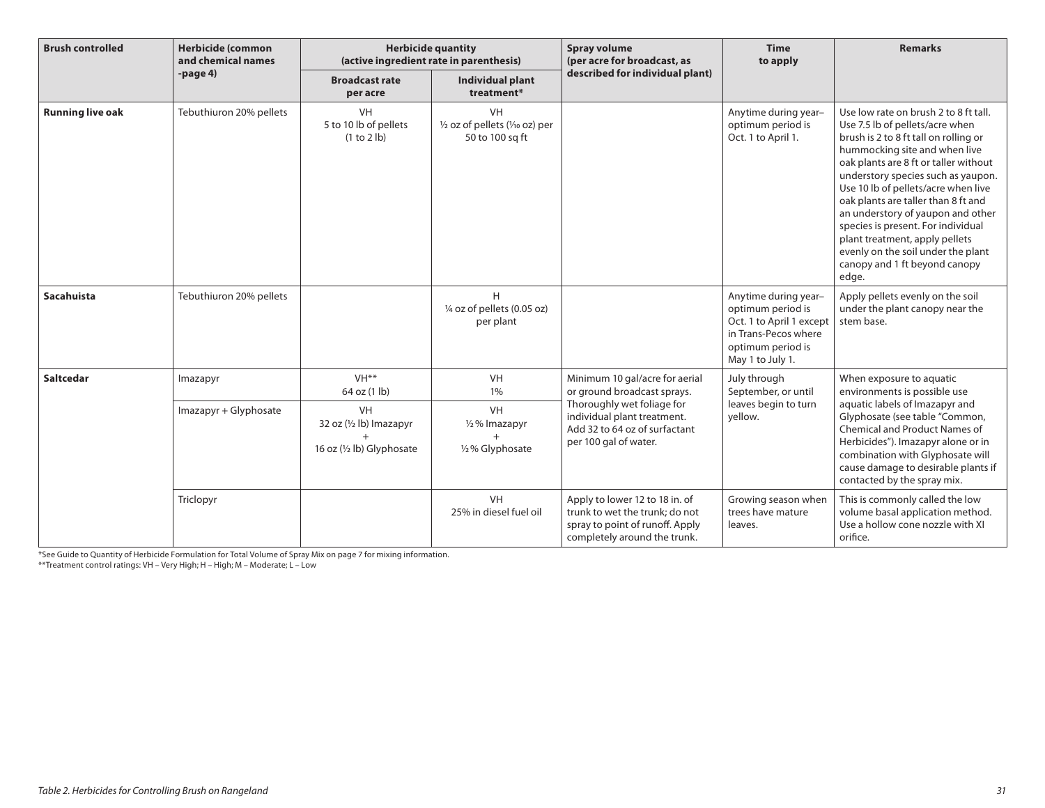| Brush controlled | Herbicide (common and chemical names -page 4) | Herbicide quantity (active ingredient rate in parenthesis) | | Spray volume (per acre for broadcast, as described for individual plant) | Time to apply | Remarks |
|---|---|---|---|---|---|---|
| | | Broadcast rate per acre | Individual plant treatment* | | | |
| **Running live oak** | Tebuthiuron 20% pellets | VH 5 to 10 lb of pellets (1 to 2 lb) | VH ½ oz of pellets (1⁄10 oz) per 50 to 100 sq ft | | Anytime during year–optimum period is Oct. 1 to April 1. | Use low rate on brush 2 to 8 ft tall. Use 7.5 lb of pellets/acre when brush is 2 to 8 ft tall on rolling or hummocking site and when live oak plants are 8 ft or taller without understory species such as yaupon. Use 10 lb of pellets/acre when live oak plants are taller than 8 ft and an understory of yaupon and other species is present. For individual plant treatment, apply pellets evenly on the soil under the plant canopy and 1 ft beyond canopy edge. |
| **Sacahuista** | Tebuthiuron 20% pellets | | H ¼ oz of pellets (0.05 oz) per plant | | Anytime during year–optimum period is Oct. 1 to April 1 except in Trans-Pecos where optimum period is May 1 to July 1. | Apply pellets evenly on the soil under the plant canopy near the stem base. |
| **Saltcedar** | Imazapyr | VH** 64 oz (1 lb) | VH 1% | Minimum 10 gal/acre for aerial or ground broadcast sprays. Thoroughly wet foliage for individual plant treatment. Add 32 to 64 oz of surfactant per 100 gal of water. | July through September, or until leaves begin to turn yellow. | When exposure to aquatic environments is possible use aquatic labels of Imazapyr and Glyphosate (see table "Common, Chemical and Product Names of Herbicides"). Imazapyr alone or in combination with Glyphosate will cause damage to desirable plants if contacted by the spray mix. |
| | Imazapyr + Glyphosate | VH 32 oz (½ lb) Imazapyr + 16 oz (½ lb) Glyphosate | VH ½% Imazapyr + ½% Glyphosate | | | |
| | Triclopyr | | VH 25% in diesel fuel oil | Apply to lower 12 to 18 in. of trunk to wet the trunk; do not spray to point of runoff. Apply completely around the trunk. | Growing season when trees have mature leaves. | This is commonly called the low volume basal application method. Use a hollow cone nozzle with XI orifice. |

*See Guide to Quantity of Herbicide Formulation for Total Volume of Spray Mix on page 7 for mixing information.

**Treatment control ratings: VH – Very High; H – High; M – Moderate; L – Low

*Table 2. Herbicides for Controlling Brush on Rangeland*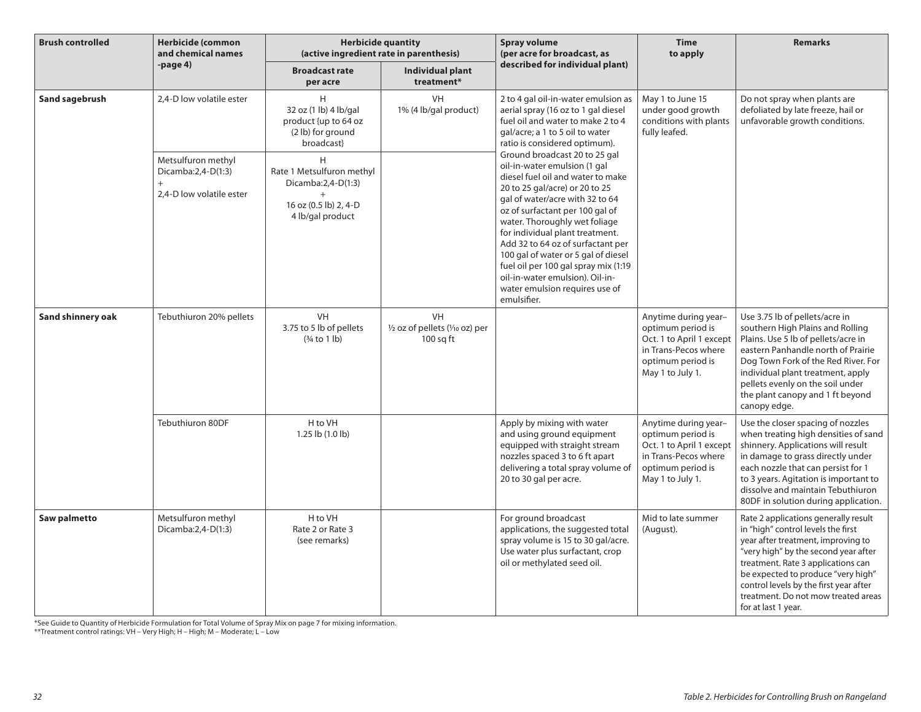| Brush controlled | Herbicide (common and chemical names -page 4) | Herbicide quantity (active ingredient rate in parenthesis) | | Spray volume (per acre for broadcast, as described for individual plant) | Time to apply | Remarks |
|---|---|---|---|---|---|---|
| | | Broadcast rate per acre | Individual plant treatment* | | | |
| **Sand sagebrush** | 2,4-D low volatile ester | H 32 oz (1 lb) 4 lb/gal product {up to 64 oz (2 lb) for ground broadcast} | VH 1% (4 lb/gal product) | 2 to 4 gal oil-in-water emulsion as aerial spray (16 oz to 1 gal diesel fuel oil and water to make 2 to 4 gal/acre; a 1 to 5 oil to water ratio is considered optimum). Ground broadcast 20 to 25 gal oil-in-water emulsion (1 gal diesel fuel oil and water to make 20 to 25 gal/acre) or 20 to 25 gal of water/acre with 32 to 64 oz of surfactant per 100 gal of water. Thoroughly wet foliage for individual plant treatment. Add 32 to 64 oz of surfactant per 100 gal of water or 5 gal of diesel fuel oil per 100 gal spray mix (1:19 oil-in-water emulsion). Oil-in-water emulsion requires use of emulsifier. | May 1 to June 15 under good growth conditions with plants fully leafed. | Do not spray when plants are defoliated by late freeze, hail or unfavorable growth conditions. |
| | Metsulfuron methyl Dicamba:2,4-D(1:3) + 2,4-D low volatile ester | H Rate 1 Metsulfuron methyl Dicamba:2,4-D(1:3) + 16 oz (0.5 lb) 2, 4-D 4 lb/gal product | | | | |
| **Sand shinnery oak** | Tebuthiuron 20% pellets | VH 3.75 to 5 lb of pellets (¾ to 1 lb) | VH ½ oz of pellets (1/10 oz) per 100 sq ft | | Anytime during year–optimum period is Oct. 1 to April 1 except in Trans-Pecos where optimum period is May 1 to July 1. | Use 3.75 lb of pellets/acre in southern High Plains and Rolling Plains. Use 5 lb of pellets/acre in eastern Panhandle north of Prairie Dog Town Fork of the Red River. For individual plant treatment, apply pellets evenly on the soil under the plant canopy and 1 ft beyond canopy edge. |
| | Tebuthiuron 80DF | H to VH 1.25 lb (1.0 lb) | | Apply by mixing with water and using ground equipment equipped with straight stream nozzles spaced 3 to 6 ft apart delivering a total spray volume of 20 to 30 gal per acre. | Anytime during year–optimum period is Oct. 1 to April 1 except in Trans-Pecos where optimum period is May 1 to July 1. | Use the closer spacing of nozzles when treating high densities of sand shinnery. Applications will result in damage to grass directly under each nozzle that can persist for 1 to 3 years. Agitation is important to dissolve and maintain Tebuthiuron 80DF in solution during application. |
| **Saw palmetto** | Metsulfuron methyl Dicamba:2,4-D(1:3) | H to VH Rate 2 or Rate 3 (see remarks) | | For ground broadcast applications, the suggested total spray volume is 15 to 30 gal/acre. Use water plus surfactant, crop oil or methylated seed oil. | Mid to late summer (August). | Rate 2 applications generally result in "high" control levels the first year after treatment, improving to "very high" by the second year after treatment. Rate 3 applications can be expected to produce "very high" control levels by the first year after treatment. Do not mow treated areas for at last 1 year. |

*See Guide to Quantity of Herbicide Formulation for Total Volume of Spray Mix on page 7 for mixing information.
**Treatment control ratings: VH – Very High; H – High; M – Moderate; L – Low

*Table 2. Herbicides for Controlling Brush on Rangeland*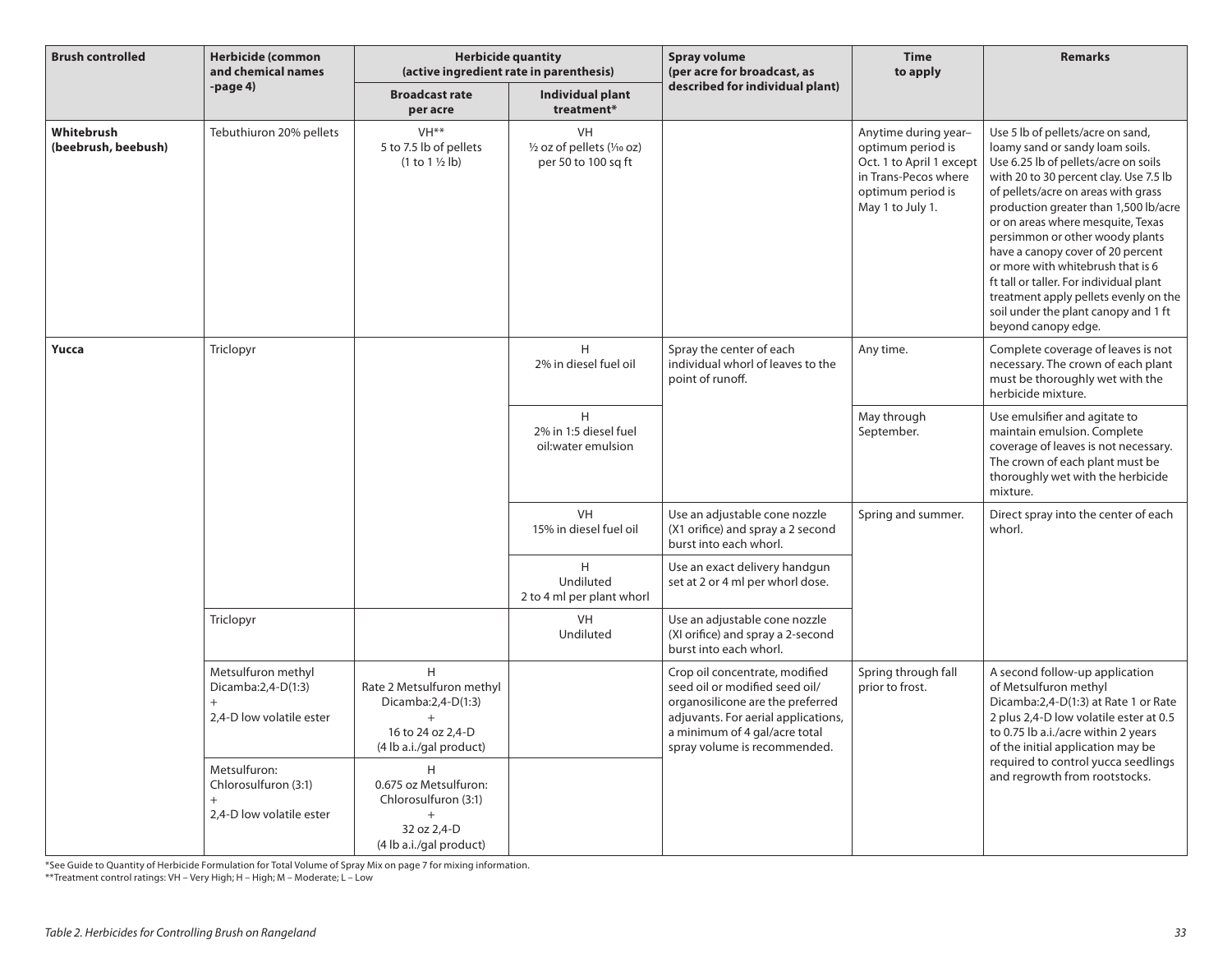| Brush controlled | Herbicide (common and chemical names -page 4) | Herbicide quantity (active ingredient rate in parenthesis) | | Spray volume (per acre for broadcast, as described for individual plant) | Time to apply | Remarks |
|---|---|---|---|---|---|---|
| | | Broadcast rate per acre | Individual plant treatment* | | | |
| **Whitebrush (beebrush, beebush)** | Tebuthiuron 20% pellets | VH** 5 to 7.5 lb of pellets (1 to 1 ½ lb) | VH ½ oz of pellets (1⁄10 oz) per 50 to 100 sq ft | | Anytime during year– optimum period is Oct. 1 to April 1 except in Trans-Pecos where optimum period is May 1 to July 1. | Use 5 lb of pellets/acre on sand, loamy sand or sandy loam soils. Use 6.25 lb of pellets/acre on soils with 20 to 30 percent clay. Use 7.5 lb of pellets/acre on areas with grass production greater than 1,500 lb/acre or on areas where mesquite, Texas persimmon or other woody plants have a canopy cover of 20 percent or more with whitebrush that is 6 ft tall or taller. For individual plant treatment apply pellets evenly on the soil under the plant canopy and 1 ft beyond canopy edge. |
| **Yucca** | Triclopyr | | H 2% in diesel fuel oil | Spray the center of each individual whorl of leaves to the point of runoff. | Any time. | Complete coverage of leaves is not necessary. The crown of each plant must be thoroughly wet with the herbicide mixture. |
| | | | H 2% in 1:5 diesel fuel oil:water emulsion | | May through September. | Use emulsifier and agitate to maintain emulsion. Complete coverage of leaves is not necessary. The crown of each plant must be thoroughly wet with the herbicide mixture. |
| | | | VH 15% in diesel fuel oil | Use an adjustable cone nozzle (X1 orifice) and spray a 2 second burst into each whorl. | Spring and summer. | Direct spray into the center of each whorl. |
| | | | H Undiluted 2 to 4 ml per plant whorl | Use an exact delivery handgun set at 2 or 4 ml per whorl dose. | | |
| | Triclopyr | | VH Undiluted | Use an adjustable cone nozzle (XI orifice) and spray a 2-second burst into each whorl. | | |
| | Metsulfuron methyl Dicamba:2,4-D(1:3) + 2,4-D low volatile ester | H Rate 2 Metsulfuron methyl Dicamba:2,4-D(1:3) + 16 to 24 oz 2,4-D (4 lb a.i./gal product) | | Crop oil concentrate, modified seed oil or modified seed oil/ organosilicone are the preferred adjuvants. For aerial applications, a minimum of 4 gal/acre total spray volume is recommended. | Spring through fall prior to frost. | A second follow-up application of Metsulfuron methyl Dicamba:2,4-D(1:3) at Rate 1 or Rate 2 plus 2,4-D low volatile ester at 0.5 to 0.75 lb a.i./acre within 2 years of the initial application may be required to control yucca seedlings and regrowth from rootstocks. |
| | Metsulfuron: Chlorosulfuron (3:1) + 2,4-D low volatile ester | H 0.675 oz Metsulfuron: Chlorosulfuron (3:1) + 32 oz 2,4-D (4 lb a.i./gal product) | | | | |

*See Guide to Quantity of Herbicide Formulation for Total Volume of Spray Mix on page 7 for mixing information.

**Treatment control ratings: VH – Very High; H – High; M – Moderate; L – Low

*Table 2. Herbicides for Controlling Brush on Rangeland*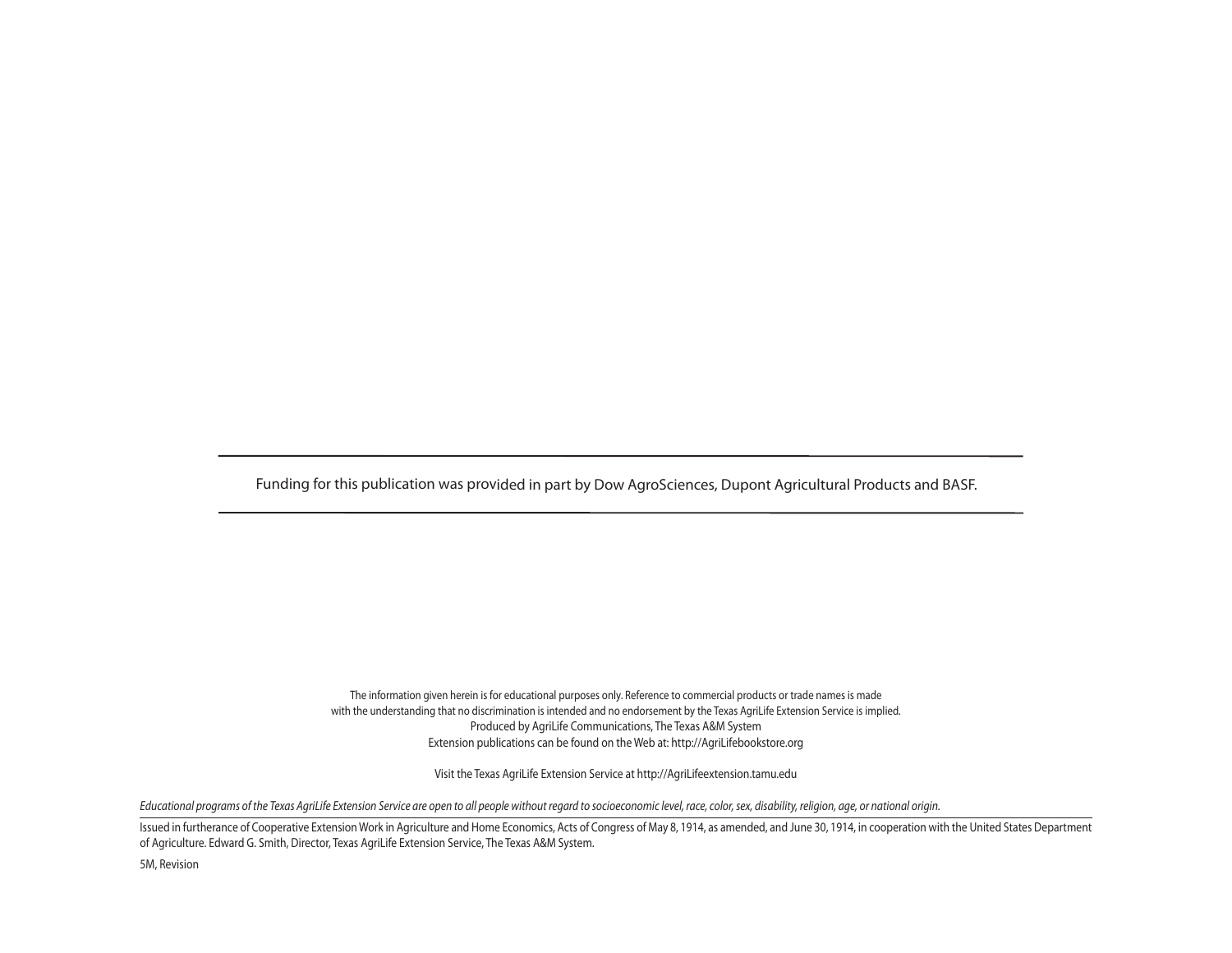Funding for this publication was provided in part by Dow AgroSciences, Dupont Agricultural Products and BASF.

The information given herein is for educational purposes only. Reference to commercial products or trade names is made with the understanding that no discrimination is intended and no endorsement by the Texas AgriLife Extension Service is implied.
Produced by AgriLife Communications, The Texas A&M System
Extension publications can be found on the Web at: http://AgriLifebookstore.org

Visit the Texas AgriLife Extension Service at http://AgriLifeextension.tamu.edu

*Educational programs of the Texas AgriLife Extension Service are open to all people without regard to socioeconomic level, race, color, sex, disability, religion, age, or national origin.*

Issued in furtherance of Cooperative Extension Work in Agriculture and Home Economics, Acts of Congress of May 8, 1914, as amended, and June 30, 1914, in cooperation with the United States Department of Agriculture. Edward G. Smith, Director, Texas AgriLife Extension Service, The Texas A&M System.

5M, Revision